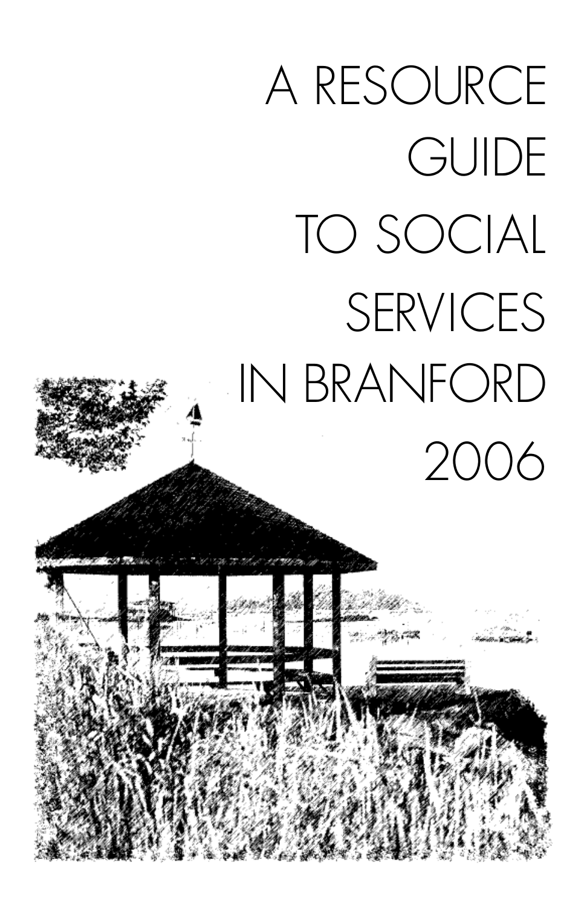# A RESOURCE GUIDE TO SOCIAL SERVICES IN BRANFORD 2006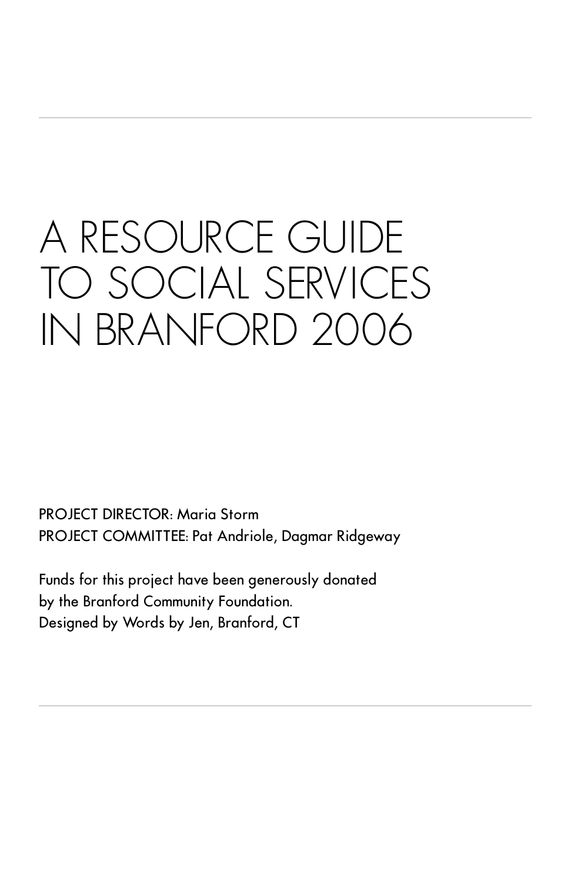# A RESOURCE GUIDE TO SOCIAL SERVICES IN BRANFORD 2006

PROJECT DIRECTOR: Maria Storm
PROJECT COMMITTEE: Pat Andriole, Dagmar Ridgeway

Funds for this project have been generously donated by the Branford Community Foundation.
Designed by Words by Jen, Branford, CT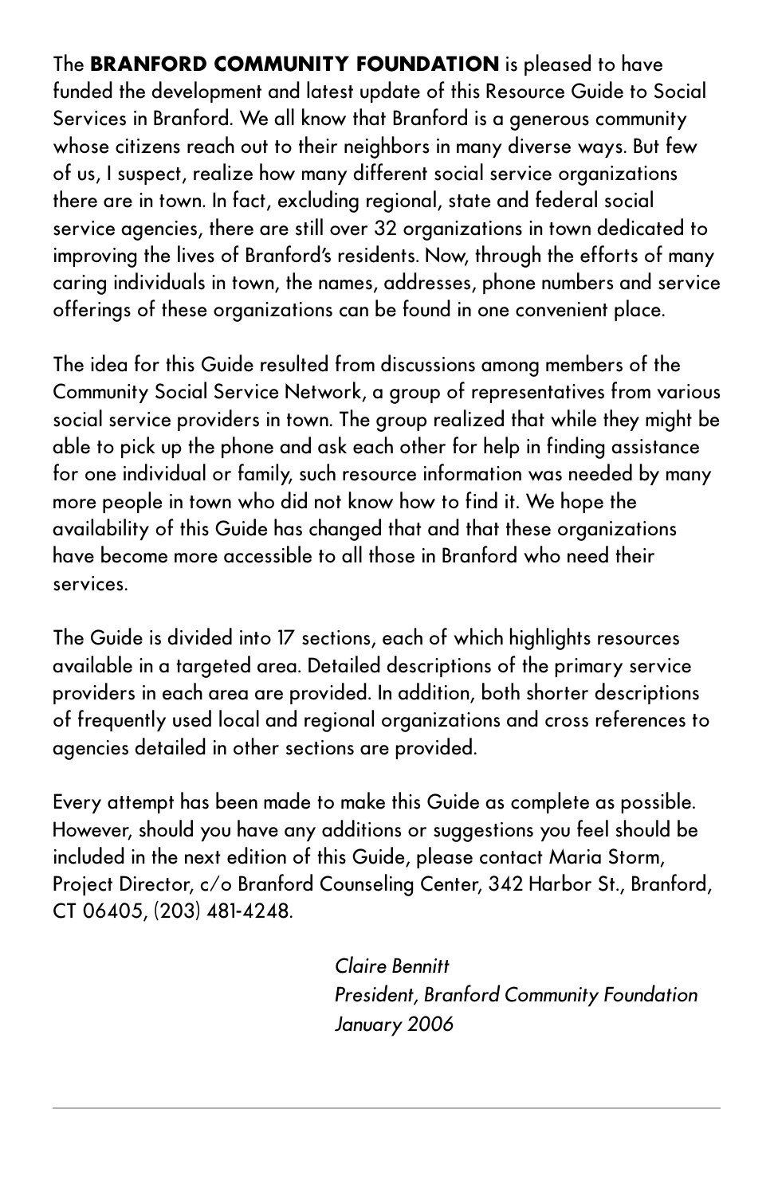The **BRANFORD COMMUNITY FOUNDATION** is pleased to have funded the development and latest update of this Resource Guide to Social Services in Branford. We all know that Branford is a generous community whose citizens reach out to their neighbors in many diverse ways. But few of us, I suspect, realize how many different social service organizations there are in town. In fact, excluding regional, state and federal social service agencies, there are still over 32 organizations in town dedicated to improving the lives of Branford's residents. Now, through the efforts of many caring individuals in town, the names, addresses, phone numbers and service offerings of these organizations can be found in one convenient place.

The idea for this Guide resulted from discussions among members of the Community Social Service Network, a group of representatives from various social service providers in town. The group realized that while they might be able to pick up the phone and ask each other for help in finding assistance for one individual or family, such resource information was needed by many more people in town who did not know how to find it. We hope the availability of this Guide has changed that and that these organizations have become more accessible to all those in Branford who need their services.

The Guide is divided into 17 sections, each of which highlights resources available in a targeted area. Detailed descriptions of the primary service providers in each area are provided. In addition, both shorter descriptions of frequently used local and regional organizations and cross references to agencies detailed in other sections are provided.

Every attempt has been made to make this Guide as complete as possible. However, should you have any additions or suggestions you feel should be included in the next edition of this Guide, please contact Maria Storm, Project Director, c/o Branford Counseling Center, 342 Harbor St., Branford, CT 06405, (203) 481-4248.

*Claire Bennitt*
*President, Branford Community Foundation*
*January 2006*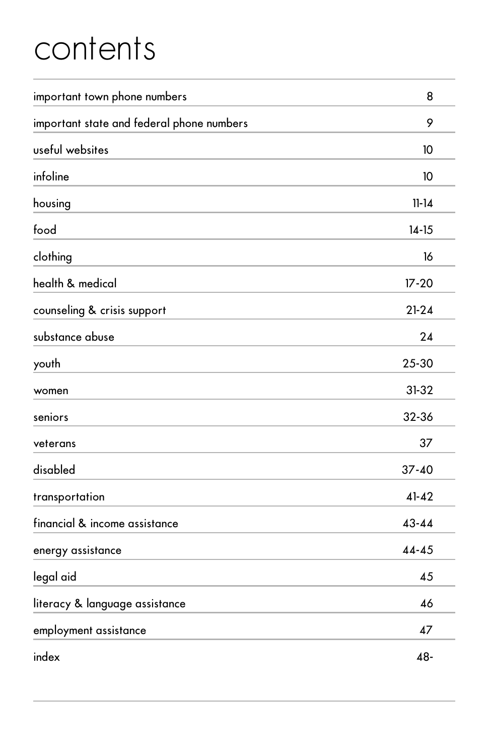# contents

| | |
|---|---|
| important town phone numbers | 8 |
| important state and federal phone numbers | 9 |
| useful websites | 10 |
| infoline | 10 |
| housing | 11-14 |
| food | 14-15 |
| clothing | 16 |
| health & medical | 17-20 |
| counseling & crisis support | 21-24 |
| substance abuse | 24 |
| youth | 25-30 |
| women | 31-32 |
| seniors | 32-36 |
| veterans | 37 |
| disabled | 37-40 |
| transportation | 41-42 |
| financial & income assistance | 43-44 |
| energy assistance | 44-45 |
| legal aid | 45 |
| literacy & language assistance | 46 |
| employment assistance | 47 |
| index | 48- |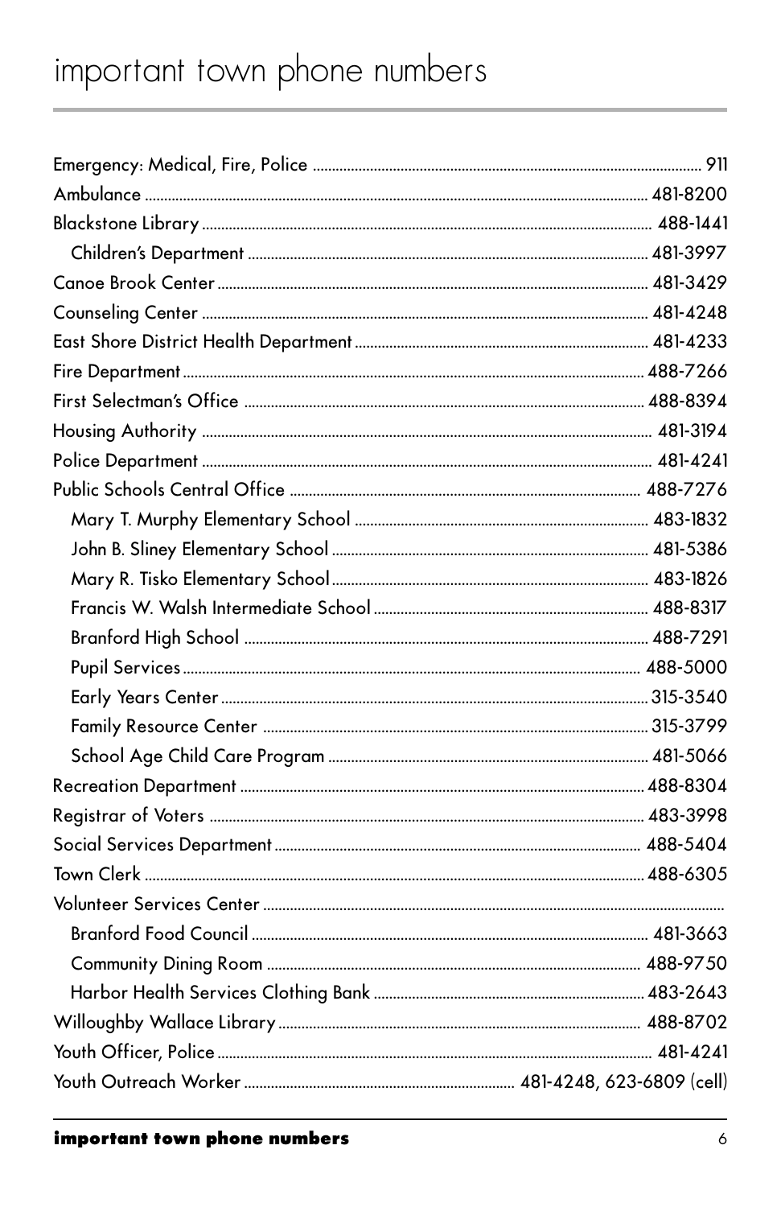# important town phone numbers

| | |
|---|---|
| Emergency: Medical, Fire, Police | 911 |
| Ambulance | 481-8200 |
| Blackstone Library | 488-1441 |
| Children's Department | 481-3997 |
| Canoe Brook Center | 481-3429 |
| Counseling Center | 481-4248 |
| East Shore District Health Department | 481-4233 |
| Fire Department | 488-7266 |
| First Selectman's Office | 488-8394 |
| Housing Authority | 481-3194 |
| Police Department | 481-4241 |
| Public Schools Central Office | 488-7276 |
| Mary T. Murphy Elementary School | 483-1832 |
| John B. Sliney Elementary School | 481-5386 |
| Mary R. Tisko Elementary School | 483-1826 |
| Francis W. Walsh Intermediate School | 488-8317 |
| Branford High School | 488-7291 |
| Pupil Services | 488-5000 |
| Early Years Center | 315-3540 |
| Family Resource Center | 315-3799 |
| School Age Child Care Program | 481-5066 |
| Recreation Department | 488-8304 |
| Registrar of Voters | 483-3998 |
| Social Services Department | 488-5404 |
| Town Clerk | 488-6305 |
| Volunteer Services Center | |
| Branford Food Council | 481-3663 |
| Community Dining Room | 488-9750 |
| Harbor Health Services Clothing Bank | 483-2643 |
| Willoughby Wallace Library | 488-8702 |
| Youth Officer, Police | 481-4241 |
| Youth Outreach Worker | 481-4248, 623-6809 (cell) |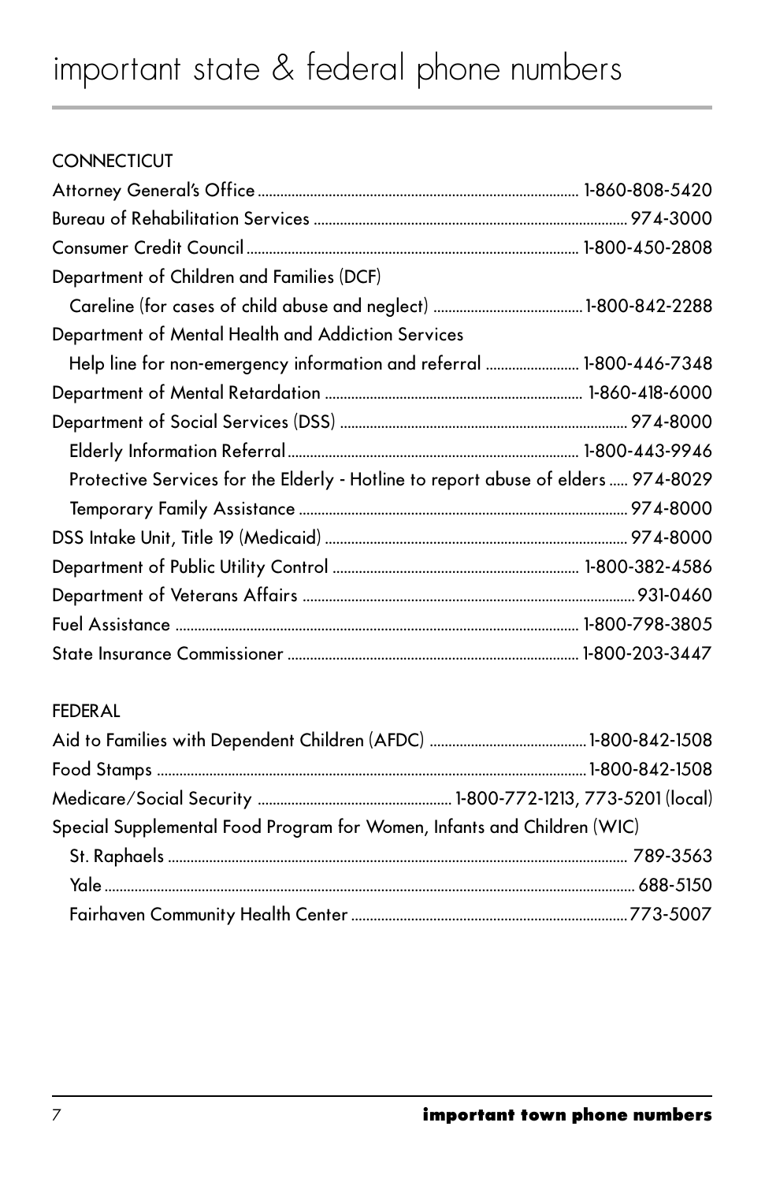# important state & federal phone numbers

## CONNECTICUT

| | |
|---|---|
| Attorney General's Office | 1-860-808-5420 |
| Bureau of Rehabilitation Services | 974-3000 |
| Consumer Credit Council | 1-800-450-2808 |
| Department of Children and Families (DCF) | |
| Careline (for cases of child abuse and neglect) | 1-800-842-2288 |
| Department of Mental Health and Addiction Services | |
| Help line for non-emergency information and referral | 1-800-446-7348 |
| Department of Mental Retardation | 1-860-418-6000 |
| Department of Social Services (DSS) | 974-8000 |
| Elderly Information Referral | 1-800-443-9946 |
| Protective Services for the Elderly - Hotline to report abuse of elders | 974-8029 |
| Temporary Family Assistance | 974-8000 |
| DSS Intake Unit, Title 19 (Medicaid) | 974-8000 |
| Department of Public Utility Control | 1-800-382-4586 |
| Department of Veterans Affairs | 931-0460 |
| Fuel Assistance | 1-800-798-3805 |
| State Insurance Commissioner | 1-800-203-3447 |

## FEDERAL

| | |
|---|---|
| Aid to Families with Dependent Children (AFDC) | 1-800-842-1508 |
| Food Stamps | 1-800-842-1508 |
| Medicare/Social Security | 1-800-772-1213, 773-5201 (local) |
| Special Supplemental Food Program for Women, Infants and Children (WIC) | |
| St. Raphaels | 789-3563 |
| Yale | 688-5150 |
| Fairhaven Community Health Center | 773-5007 |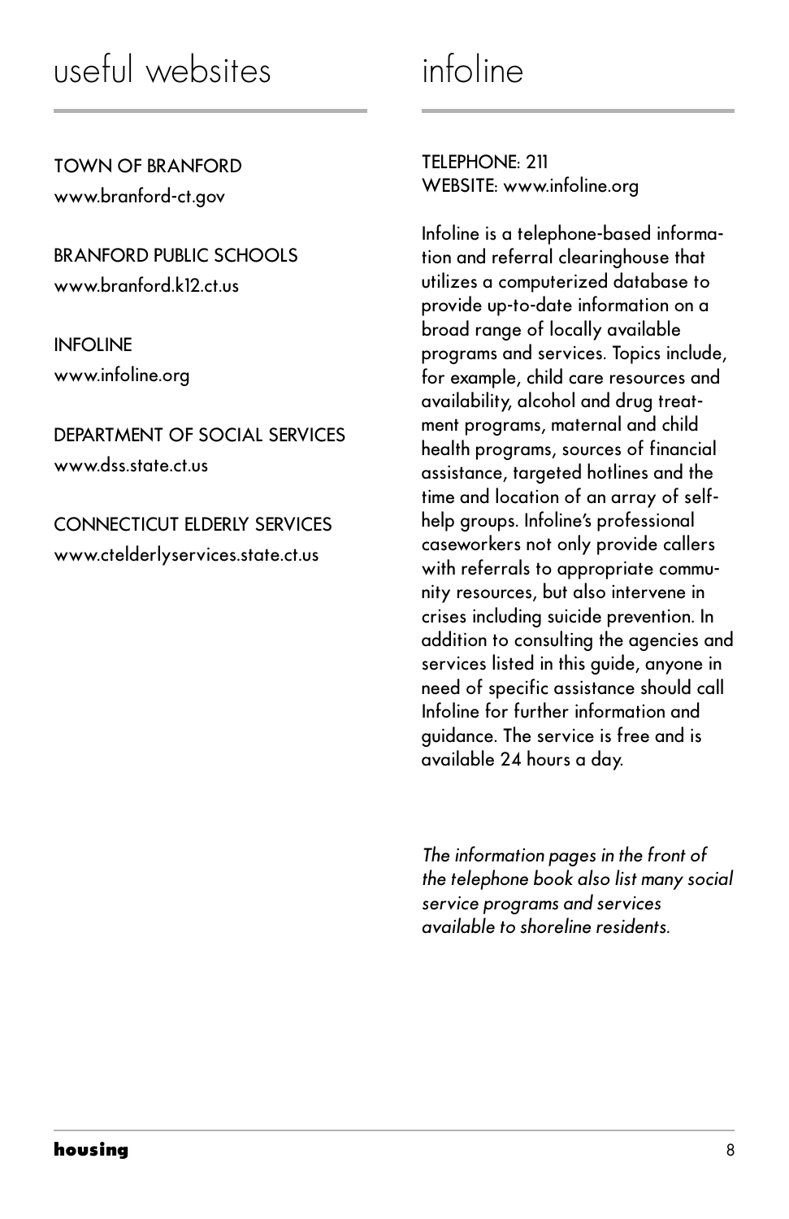## useful websites

TOWN OF BRANFORD
www.branford-ct.gov

BRANFORD PUBLIC SCHOOLS
www.branford.k12.ct.us

INFOLINE
www.infoline.org

DEPARTMENT OF SOCIAL SERVICES
www.dss.state.ct.us

CONNECTICUT ELDERLY SERVICES
www.ctelderlyservices.state.ct.us

## infoline

TELEPHONE: 211
WEBSITE: www.infoline.org

Infoline is a telephone-based information and referral clearinghouse that utilizes a computerized database to provide up-to-date information on a broad range of locally available programs and services. Topics include, for example, child care resources and availability, alcohol and drug treatment programs, maternal and child health programs, sources of financial assistance, targeted hotlines and the time and location of an array of self-help groups. Infoline's professional caseworkers not only provide callers with referrals to appropriate community resources, but also intervene in crises including suicide prevention. In addition to consulting the agencies and services listed in this guide, anyone in need of specific assistance should call Infoline for further information and guidance. The service is free and is available 24 hours a day.

*The information pages in the front of the telephone book also list many social service programs and services available to shoreline residents.*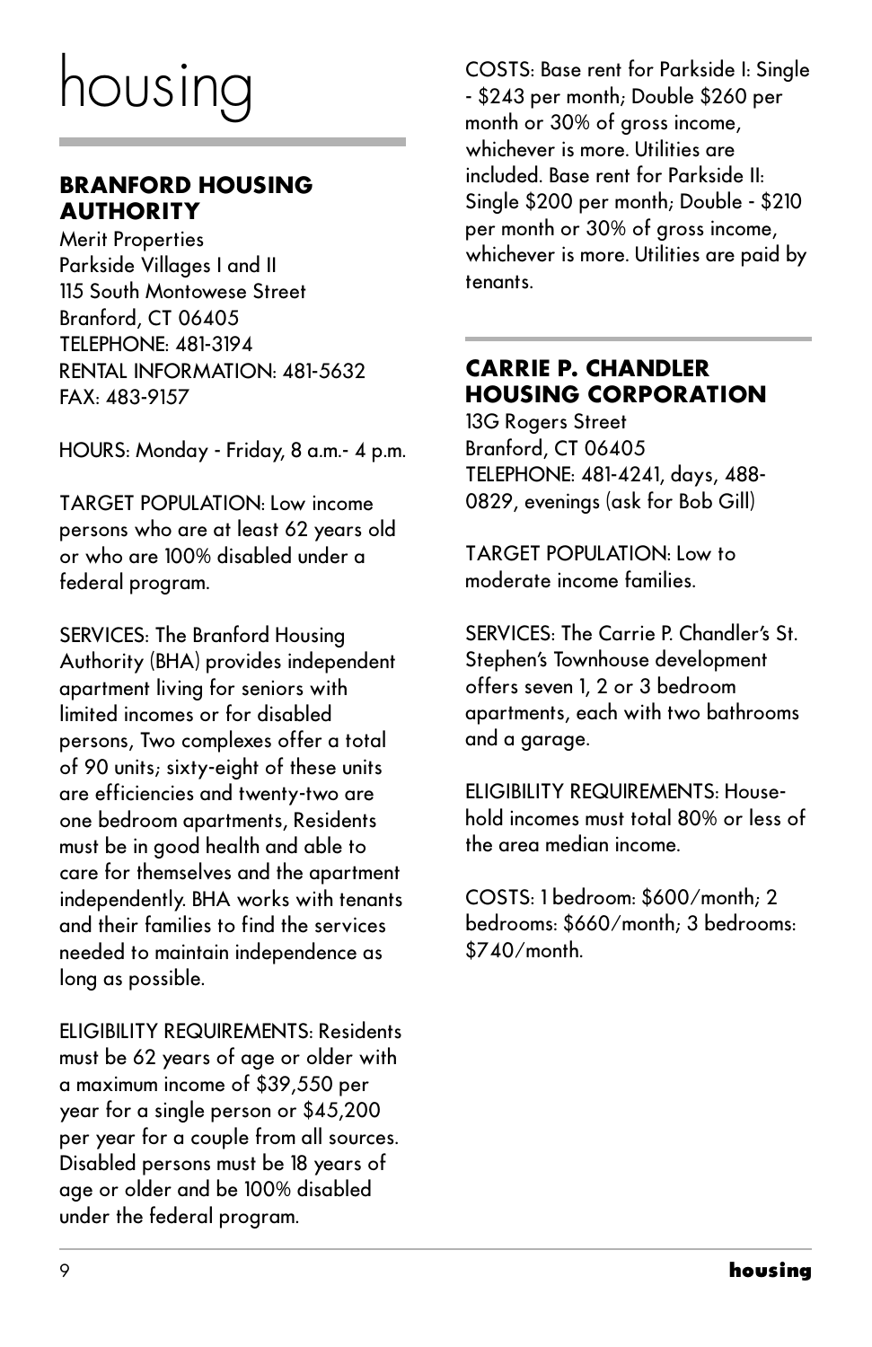# housing

## BRANFORD HOUSING AUTHORITY

Merit Properties
Parkside Villages I and II
115 South Montowese Street
Branford, CT 06405
TELEPHONE: 481-3194
RENTAL INFORMATION: 481-5632
FAX: 483-9157

HOURS: Monday - Friday, 8 a.m.- 4 p.m.

TARGET POPULATION: Low income persons who are at least 62 years old or who are 100% disabled under a federal program.

SERVICES: The Branford Housing Authority (BHA) provides independent apartment living for seniors with limited incomes or for disabled persons, Two complexes offer a total of 90 units; sixty-eight of these units are efficiencies and twenty-two are one bedroom apartments, Residents must be in good health and able to care for themselves and the apartment independently. BHA works with tenants and their families to find the services needed to maintain independence as long as possible.

ELIGIBILITY REQUIREMENTS: Residents must be 62 years of age or older with a maximum income of $39,550 per year for a single person or $45,200 per year for a couple from all sources. Disabled persons must be 18 years of age or older and be 100% disabled under the federal program.

COSTS: Base rent for Parkside I: Single - $243 per month; Double $260 per month or 30% of gross income, whichever is more. Utilities are included. Base rent for Parkside II: Single $200 per month; Double - $210 per month or 30% of gross income, whichever is more. Utilities are paid by tenants.

## CARRIE P. CHANDLER HOUSING CORPORATION

13G Rogers Street
Branford, CT 06405
TELEPHONE: 481-4241, days, 488-0829, evenings (ask for Bob Gill)

TARGET POPULATION: Low to moderate income families.

SERVICES: The Carrie P. Chandler's St. Stephen's Townhouse development offers seven 1, 2 or 3 bedroom apartments, each with two bathrooms and a garage.

ELIGIBILITY REQUIREMENTS: Household incomes must total 80% or less of the area median income.

COSTS: 1 bedroom: $600/month; 2 bedrooms: $660/month; 3 bedrooms: $740/month.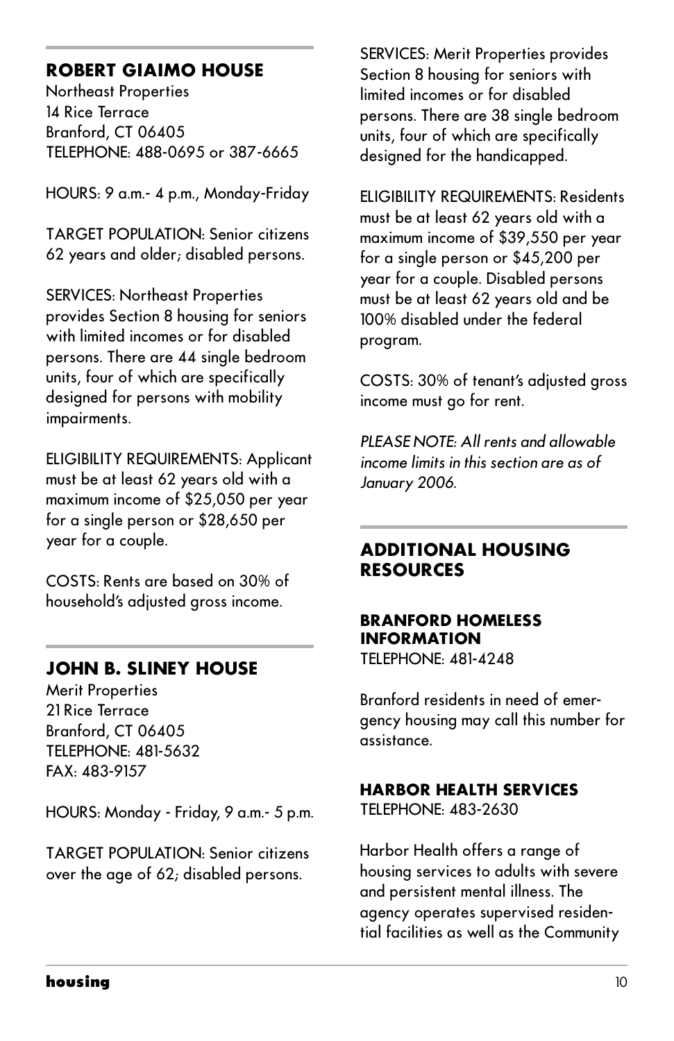## ROBERT GIAIMO HOUSE

Northeast Properties
14 Rice Terrace
Branford, CT 06405
TELEPHONE: 488-0695 or 387-6665

HOURS: 9 a.m.- 4 p.m., Monday-Friday

TARGET POPULATION: Senior citizens 62 years and older; disabled persons.

SERVICES: Northeast Properties provides Section 8 housing for seniors with limited incomes or for disabled persons. There are 44 single bedroom units, four of which are specifically designed for persons with mobility impairments.

ELIGIBILITY REQUIREMENTS: Applicant must be at least 62 years old with a maximum income of $25,050 per year for a single person or $28,650 per year for a couple.

COSTS: Rents are based on 30% of household's adjusted gross income.

## JOHN B. SLINEY HOUSE

Merit Properties
21 Rice Terrace
Branford, CT 06405
TELEPHONE: 481-5632
FAX: 483-9157

HOURS: Monday - Friday, 9 a.m.- 5 p.m.

TARGET POPULATION: Senior citizens over the age of 62; disabled persons.

SERVICES: Merit Properties provides Section 8 housing for seniors with limited incomes or for disabled persons. There are 38 single bedroom units, four of which are specifically designed for the handicapped.

ELIGIBILITY REQUIREMENTS: Residents must be at least 62 years old with a maximum income of $39,550 per year for a single person or $45,200 per year for a couple. Disabled persons must be at least 62 years old and be 100% disabled under the federal program.

COSTS: 30% of tenant's adjusted gross income must go for rent.

*PLEASE NOTE: All rents and allowable income limits in this section are as of January 2006.*

## ADDITIONAL HOUSING RESOURCES

### BRANFORD HOMELESS INFORMATION

TELEPHONE: 481-4248

Branford residents in need of emergency housing may call this number for assistance.

### HARBOR HEALTH SERVICES

TELEPHONE: 483-2630

Harbor Health offers a range of housing services to adults with severe and persistent mental illness. The agency operates supervised residential facilities as well as the Community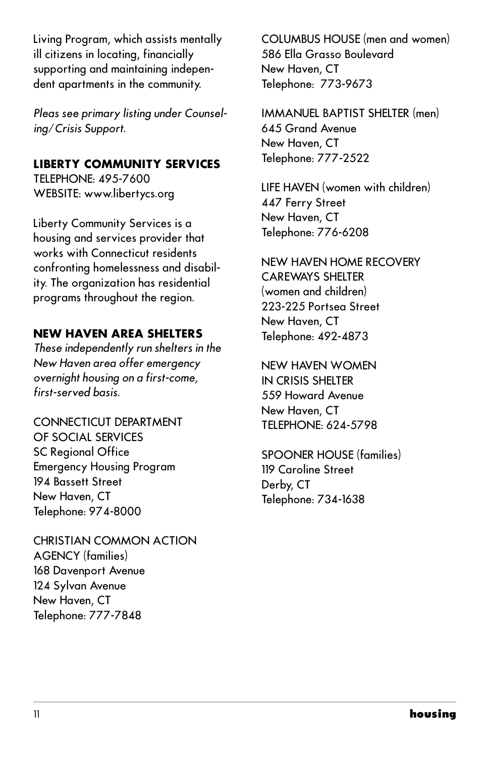Living Program, which assists mentally ill citizens in locating, financially supporting and maintaining independent apartments in the community.

*Pleas see primary listing under Counseling/Crisis Support.*

### LIBERTY COMMUNITY SERVICES

TELEPHONE: 495-7600
WEBSITE: www.libertycs.org

Liberty Community Services is a housing and services provider that works with Connecticut residents confronting homelessness and disability. The organization has residential programs throughout the region.

### NEW HAVEN AREA SHELTERS

*These independently run shelters in the New Haven area offer emergency overnight housing on a first-come, first-served basis.*

CONNECTICUT DEPARTMENT OF SOCIAL SERVICES
SC Regional Office
Emergency Housing Program
194 Bassett Street
New Haven, CT
Telephone: 974-8000

CHRISTIAN COMMON ACTION AGENCY (families)
168 Davenport Avenue
124 Sylvan Avenue
New Haven, CT
Telephone: 777-7848

COLUMBUS HOUSE (men and women)
586 Ella Grasso Boulevard
New Haven, CT
Telephone: 773-9673

IMMANUEL BAPTIST SHELTER (men)
645 Grand Avenue
New Haven, CT
Telephone: 777-2522

LIFE HAVEN (women with children)
447 Ferry Street
New Haven, CT
Telephone: 776-6208

NEW HAVEN HOME RECOVERY CAREWAYS SHELTER (women and children)
223-225 Portsea Street
New Haven, CT
Telephone: 492-4873

NEW HAVEN WOMEN IN CRISIS SHELTER
559 Howard Avenue
New Haven, CT
TELEPHONE: 624-5798

SPOONER HOUSE (families)
119 Caroline Street
Derby, CT
Telephone: 734-1638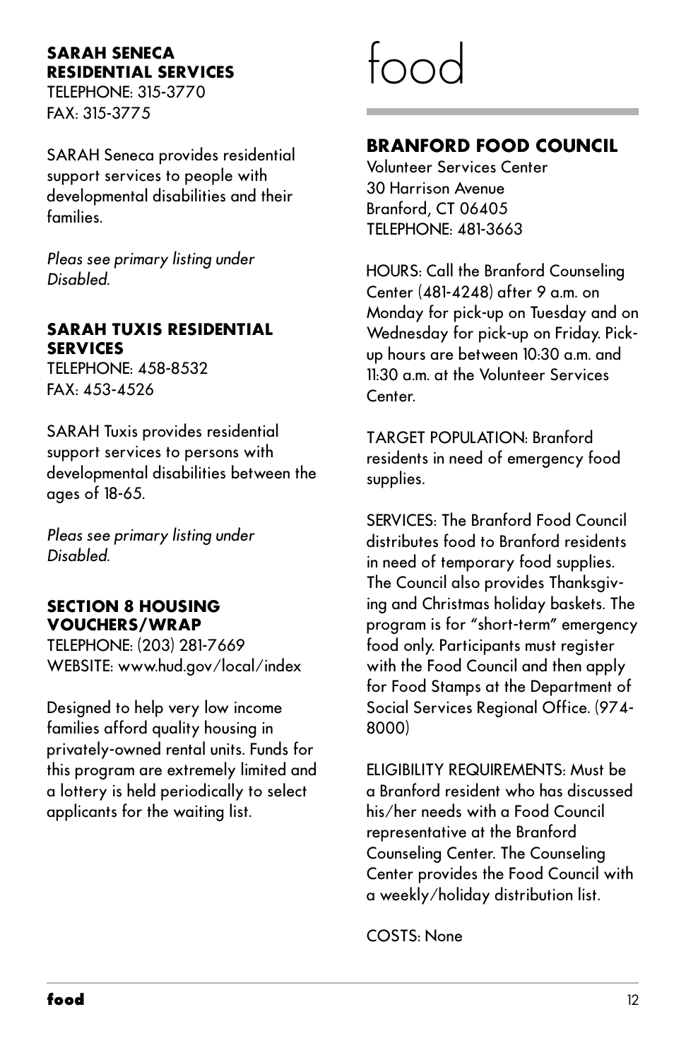### SARAH SENECA RESIDENTIAL SERVICES

TELEPHONE: 315-3770
FAX: 315-3775

SARAH Seneca provides residential support services to people with developmental disabilities and their families.

*Pleas see primary listing under Disabled.*

### SARAH TUXIS RESIDENTIAL SERVICES

TELEPHONE: 458-8532
FAX: 453-4526

SARAH Tuxis provides residential support services to persons with developmental disabilities between the ages of 18-65.

*Pleas see primary listing under Disabled.*

### SECTION 8 HOUSING VOUCHERS/WRAP

TELEPHONE: (203) 281-7669
WEBSITE: www.hud.gov/local/index

Designed to help very low income families afford quality housing in privately-owned rental units. Funds for this program are extremely limited and a lottery is held periodically to select applicants for the waiting list.

# food

### BRANFORD FOOD COUNCIL

Volunteer Services Center
30 Harrison Avenue
Branford, CT 06405
TELEPHONE: 481-3663

HOURS: Call the Branford Counseling Center (481-4248) after 9 a.m. on Monday for pick-up on Tuesday and on Wednesday for pick-up on Friday. Pick-up hours are between 10:30 a.m. and 11:30 a.m. at the Volunteer Services Center.

TARGET POPULATION: Branford residents in need of emergency food supplies.

SERVICES: The Branford Food Council distributes food to Branford residents in need of temporary food supplies. The Council also provides Thanksgiving and Christmas holiday baskets. The program is for "short-term" emergency food only. Participants must register with the Food Council and then apply for Food Stamps at the Department of Social Services Regional Office. (974-8000)

ELIGIBILITY REQUIREMENTS: Must be a Branford resident who has discussed his/her needs with a Food Council representative at the Branford Counseling Center. The Counseling Center provides the Food Council with a weekly/holiday distribution list.

COSTS: None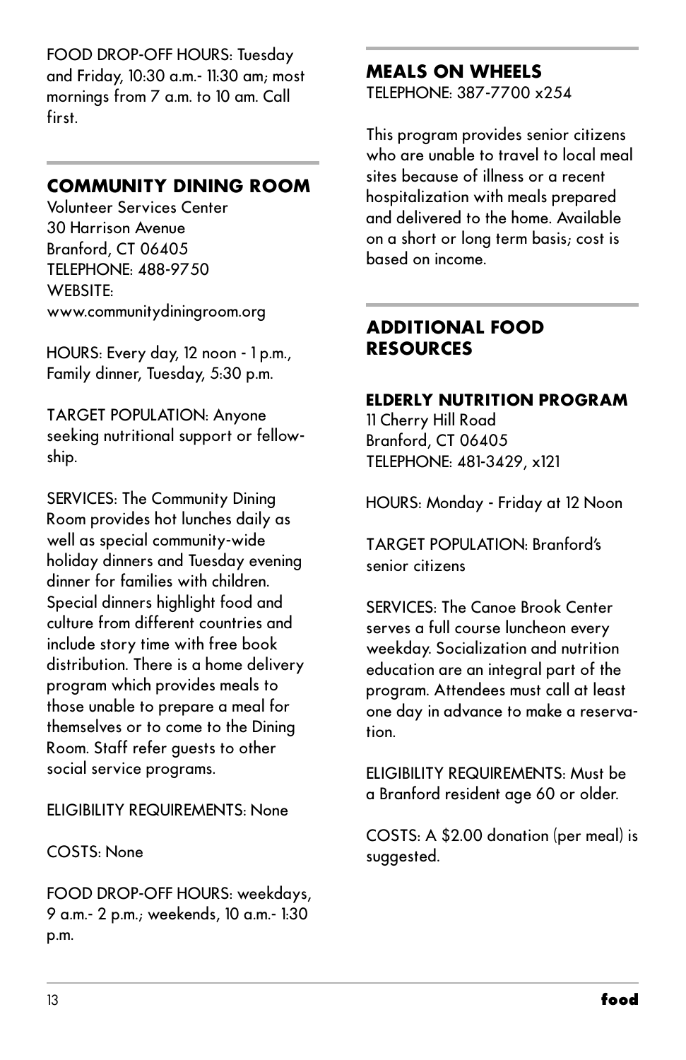FOOD DROP-OFF HOURS: Tuesday and Friday, 10:30 a.m.- 11:30 am; most mornings from 7 a.m. to 10 am. Call first.

## COMMUNITY DINING ROOM

Volunteer Services Center
30 Harrison Avenue
Branford, CT 06405
TELEPHONE: 488-9750
WEBSITE:
www.communitydiningroom.org

HOURS: Every day, 12 noon - 1 p.m., Family dinner, Tuesday, 5:30 p.m.

TARGET POPULATION: Anyone seeking nutritional support or fellowship.

SERVICES: The Community Dining Room provides hot lunches daily as well as special community-wide holiday dinners and Tuesday evening dinner for families with children. Special dinners highlight food and culture from different countries and include story time with free book distribution. There is a home delivery program which provides meals to those unable to prepare a meal for themselves or to come to the Dining Room. Staff refer guests to other social service programs.

ELIGIBILITY REQUIREMENTS: None

COSTS: None

FOOD DROP-OFF HOURS: weekdays, 9 a.m.- 2 p.m.; weekends, 10 a.m.- 1:30 p.m.

## MEALS ON WHEELS

TELEPHONE: 387-7700 x254

This program provides senior citizens who are unable to travel to local meal sites because of illness or a recent hospitalization with meals prepared and delivered to the home. Available on a short or long term basis; cost is based on income.

## ADDITIONAL FOOD RESOURCES

### ELDERLY NUTRITION PROGRAM

11 Cherry Hill Road
Branford, CT 06405
TELEPHONE: 481-3429, x121

HOURS: Monday - Friday at 12 Noon

TARGET POPULATION: Branford's senior citizens

SERVICES: The Canoe Brook Center serves a full course luncheon every weekday. Socialization and nutrition education are an integral part of the program. Attendees must call at least one day in advance to make a reservation.

ELIGIBILITY REQUIREMENTS: Must be a Branford resident age 60 or older.

COSTS: A $2.00 donation (per meal) is suggested.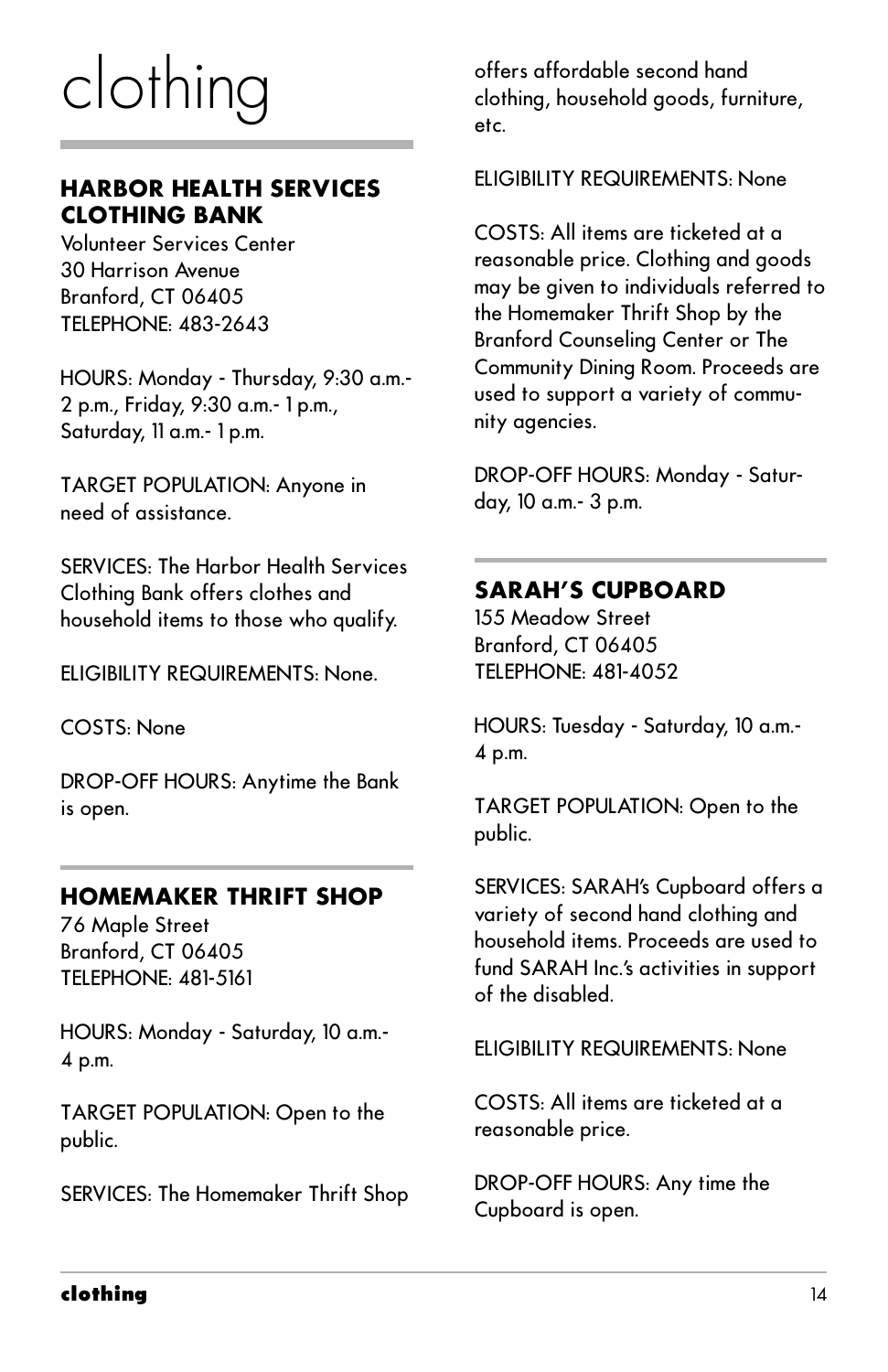# clothing

## HARBOR HEALTH SERVICES CLOTHING BANK

Volunteer Services Center
30 Harrison Avenue
Branford, CT 06405
TELEPHONE: 483-2643

HOURS: Monday - Thursday, 9:30 a.m.- 2 p.m., Friday, 9:30 a.m.- 1 p.m., Saturday, 11 a.m.- 1 p.m.

TARGET POPULATION: Anyone in need of assistance.

SERVICES: The Harbor Health Services Clothing Bank offers clothes and household items to those who qualify.

ELIGIBILITY REQUIREMENTS: None.

COSTS: None

DROP-OFF HOURS: Anytime the Bank is open.

## HOMEMAKER THRIFT SHOP

76 Maple Street
Branford, CT 06405
TELEPHONE: 481-5161

HOURS: Monday - Saturday, 10 a.m.- 4 p.m.

TARGET POPULATION: Open to the public.

SERVICES: The Homemaker Thrift Shop offers affordable second hand clothing, household goods, furniture, etc.

ELIGIBILITY REQUIREMENTS: None

COSTS: All items are ticketed at a reasonable price. Clothing and goods may be given to individuals referred to the Homemaker Thrift Shop by the Branford Counseling Center or The Community Dining Room. Proceeds are used to support a variety of community agencies.

DROP-OFF HOURS: Monday - Saturday, 10 a.m.- 3 p.m.

## SARAH'S CUPBOARD

155 Meadow Street
Branford, CT 06405
TELEPHONE: 481-4052

HOURS: Tuesday - Saturday, 10 a.m.- 4 p.m.

TARGET POPULATION: Open to the public.

SERVICES: SARAH's Cupboard offers a variety of second hand clothing and household items. Proceeds are used to fund SARAH Inc.'s activities in support of the disabled.

ELIGIBILITY REQUIREMENTS: None

COSTS: All items are ticketed at a reasonable price.

DROP-OFF HOURS: Any time the Cupboard is open.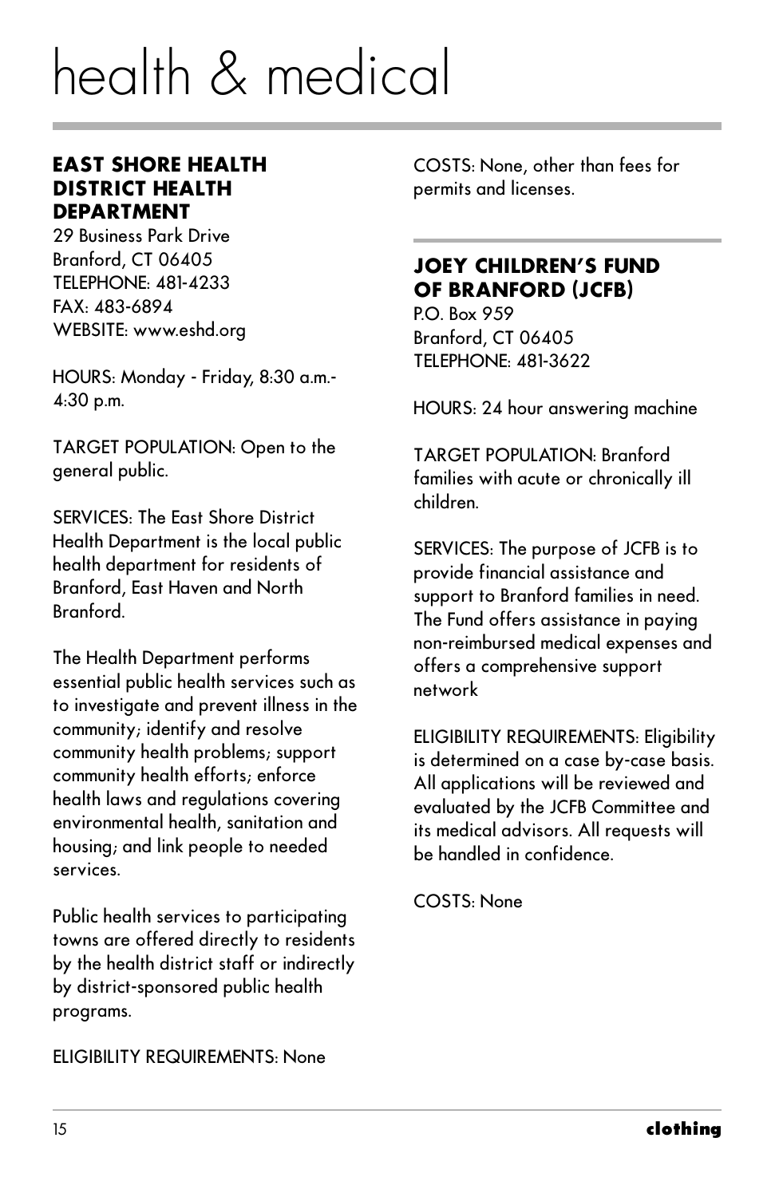# health & medical

## EAST SHORE HEALTH DISTRICT HEALTH DEPARTMENT

29 Business Park Drive
Branford, CT 06405
TELEPHONE: 481-4233
FAX: 483-6894
WEBSITE: www.eshd.org

HOURS: Monday - Friday, 8:30 a.m.-4:30 p.m.

TARGET POPULATION: Open to the general public.

SERVICES: The East Shore District Health Department is the local public health department for residents of Branford, East Haven and North Branford.

The Health Department performs essential public health services such as to investigate and prevent illness in the community; identify and resolve community health problems; support community health efforts; enforce health laws and regulations covering environmental health, sanitation and housing; and link people to needed services.

Public health services to participating towns are offered directly to residents by the health district staff or indirectly by district-sponsored public health programs.

ELIGIBILITY REQUIREMENTS: None

COSTS: None, other than fees for permits and licenses.

## JOEY CHILDREN'S FUND OF BRANFORD (JCFB)

P.O. Box 959
Branford, CT 06405
TELEPHONE: 481-3622

HOURS: 24 hour answering machine

TARGET POPULATION: Branford families with acute or chronically ill children.

SERVICES: The purpose of JCFB is to provide financial assistance and support to Branford families in need. The Fund offers assistance in paying non-reimbursed medical expenses and offers a comprehensive support network

ELIGIBILITY REQUIREMENTS: Eligibility is determined on a case by-case basis. All applications will be reviewed and evaluated by the JCFB Committee and its medical advisors. All requests will be handled in confidence.

COSTS: None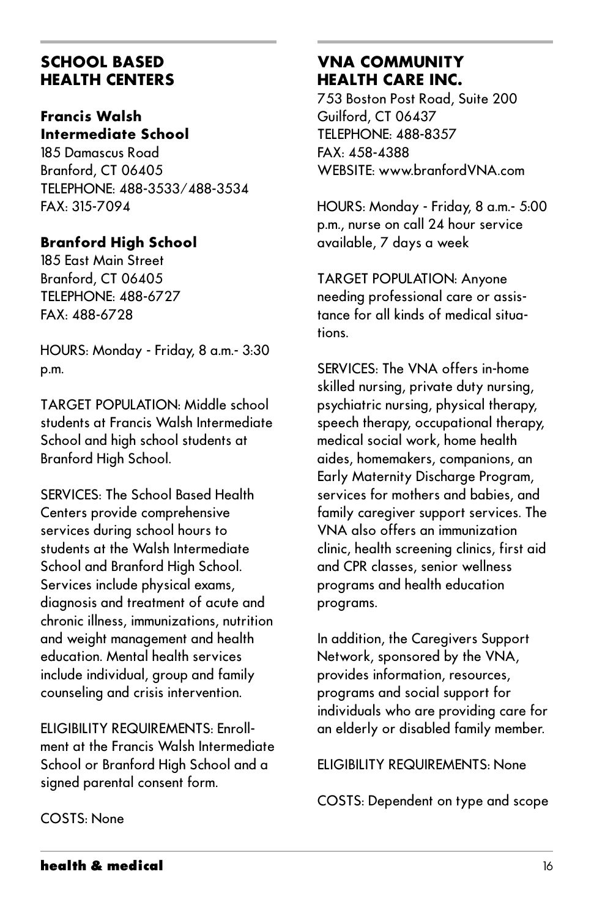## SCHOOL BASED HEALTH CENTERS

### Francis Walsh Intermediate School

185 Damascus Road
Branford, CT 06405
TELEPHONE: 488-3533/488-3534
FAX: 315-7094

### Branford High School

185 East Main Street
Branford, CT 06405
TELEPHONE: 488-6727
FAX: 488-6728

HOURS: Monday - Friday, 8 a.m.- 3:30 p.m.

TARGET POPULATION: Middle school students at Francis Walsh Intermediate School and high school students at Branford High School.

SERVICES: The School Based Health Centers provide comprehensive services during school hours to students at the Walsh Intermediate School and Branford High School. Services include physical exams, diagnosis and treatment of acute and chronic illness, immunizations, nutrition and weight management and health education. Mental health services include individual, group and family counseling and crisis intervention.

ELIGIBILITY REQUIREMENTS: Enrollment at the Francis Walsh Intermediate School or Branford High School and a signed parental consent form.

COSTS: None

## VNA COMMUNITY HEALTH CARE INC.

753 Boston Post Road, Suite 200
Guilford, CT 06437
TELEPHONE: 488-8357
FAX: 458-4388
WEBSITE: www.branfordVNA.com

HOURS: Monday - Friday, 8 a.m.- 5:00 p.m., nurse on call 24 hour service available, 7 days a week

TARGET POPULATION: Anyone needing professional care or assistance for all kinds of medical situations.

SERVICES: The VNA offers in-home skilled nursing, private duty nursing, psychiatric nursing, physical therapy, speech therapy, occupational therapy, medical social work, home health aides, homemakers, companions, an Early Maternity Discharge Program, services for mothers and babies, and family caregiver support services. The VNA also offers an immunization clinic, health screening clinics, first aid and CPR classes, senior wellness programs and health education programs.

In addition, the Caregivers Support Network, sponsored by the VNA, provides information, resources, programs and social support for individuals who are providing care for an elderly or disabled family member.

ELIGIBILITY REQUIREMENTS: None

COSTS: Dependent on type and scope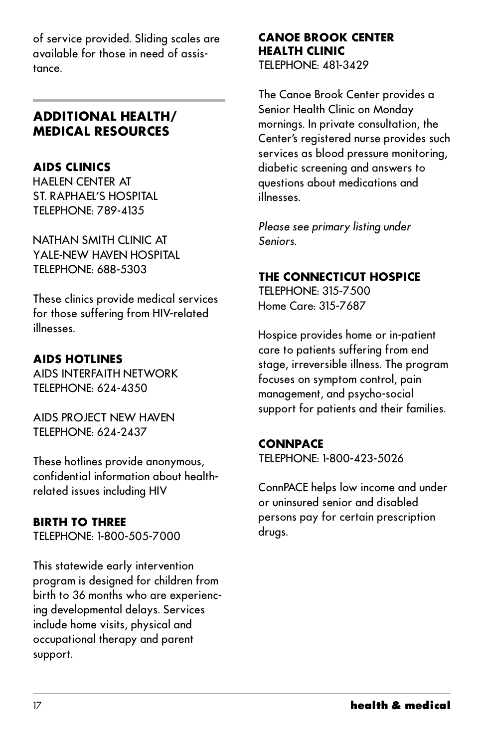of service provided. Sliding scales are available for those in need of assistance.

## ADDITIONAL HEALTH/ MEDICAL RESOURCES

### AIDS CLINICS

HAELEN CENTER AT
ST. RAPHAEL'S HOSPITAL
TELEPHONE: 789-4135

NATHAN SMITH CLINIC AT
YALE-NEW HAVEN HOSPITAL
TELEPHONE: 688-5303

These clinics provide medical services for those suffering from HIV-related illnesses.

### AIDS HOTLINES

AIDS INTERFAITH NETWORK
TELEPHONE: 624-4350

AIDS PROJECT NEW HAVEN
TELEPHONE: 624-2437

These hotlines provide anonymous, confidential information about health-related issues including HIV

### BIRTH TO THREE

TELEPHONE: 1-800-505-7000

This statewide early intervention program is designed for children from birth to 36 months who are experiencing developmental delays. Services include home visits, physical and occupational therapy and parent support.

### CANOE BROOK CENTER HEALTH CLINIC

TELEPHONE: 481-3429

The Canoe Brook Center provides a Senior Health Clinic on Monday mornings. In private consultation, the Center's registered nurse provides such services as blood pressure monitoring, diabetic screening and answers to questions about medications and illnesses.

*Please see primary listing under Seniors.*

### THE CONNECTICUT HOSPICE

TELEPHONE: 315-7500
Home Care: 315-7687

Hospice provides home or in-patient care to patients suffering from end stage, irreversible illness. The program focuses on symptom control, pain management, and psycho-social support for patients and their families.

### CONNPACE

TELEPHONE: 1-800-423-5026

ConnPACE helps low income and under or uninsured senior and disabled persons pay for certain prescription drugs.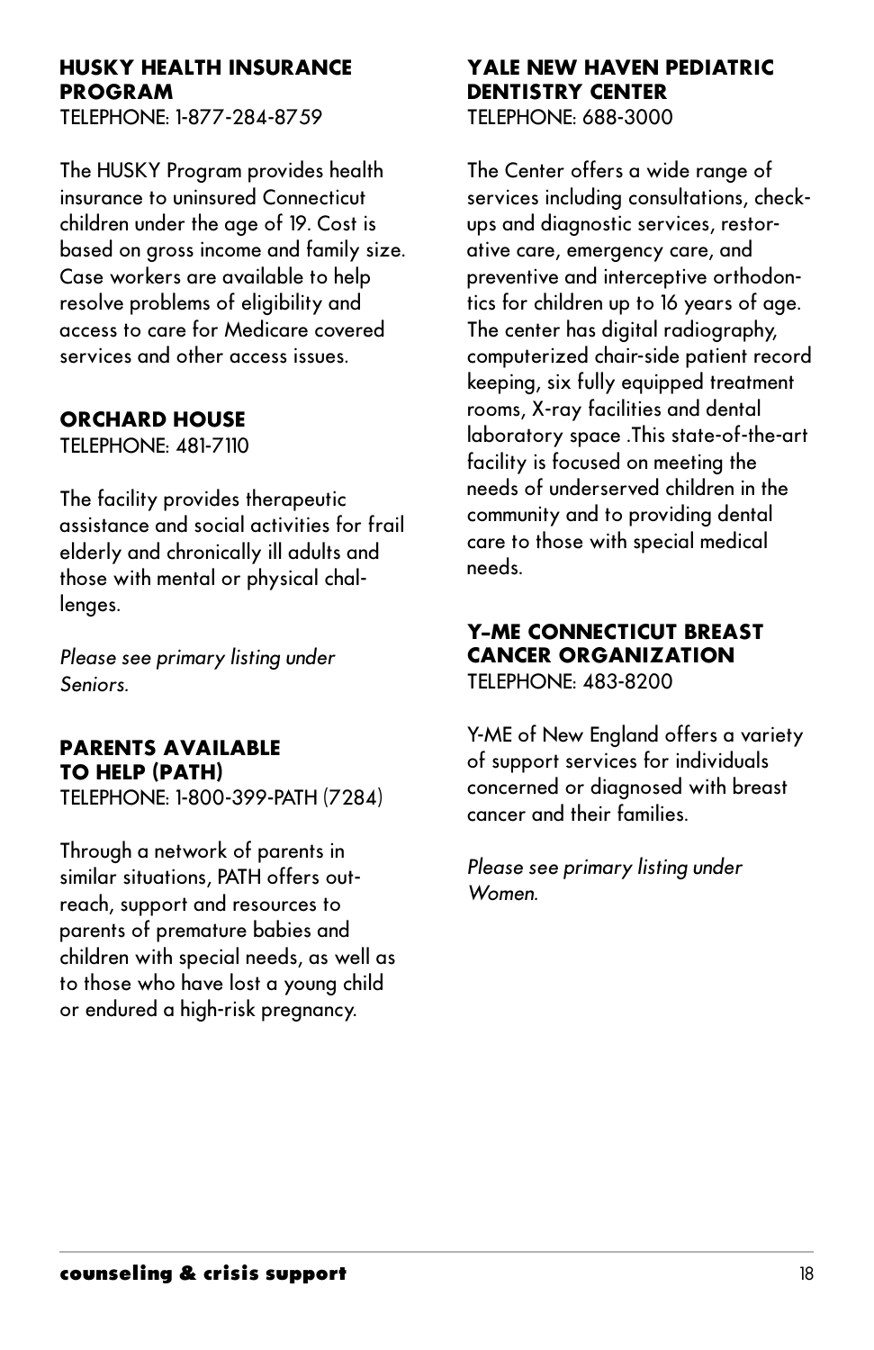### HUSKY HEALTH INSURANCE PROGRAM

TELEPHONE: 1-877-284-8759

The HUSKY Program provides health insurance to uninsured Connecticut children under the age of 19. Cost is based on gross income and family size. Case workers are available to help resolve problems of eligibility and access to care for Medicare covered services and other access issues.

### ORCHARD HOUSE

TELEPHONE: 481-7110

The facility provides therapeutic assistance and social activities for frail elderly and chronically ill adults and those with mental or physical challenges.

*Please see primary listing under Seniors.*

### PARENTS AVAILABLE TO HELP (PATH)

TELEPHONE: 1-800-399-PATH (7284)

Through a network of parents in similar situations, PATH offers outreach, support and resources to parents of premature babies and children with special needs, as well as to those who have lost a young child or endured a high-risk pregnancy.

### YALE NEW HAVEN PEDIATRIC DENTISTRY CENTER

TELEPHONE: 688-3000

The Center offers a wide range of services including consultations, check-ups and diagnostic services, restorative care, emergency care, and preventive and interceptive orthodontics for children up to 16 years of age. The center has digital radiography, computerized chair-side patient record keeping, six fully equipped treatment rooms, X-ray facilities and dental laboratory space .This state-of-the-art facility is focused on meeting the needs of underserved children in the community and to providing dental care to those with special medical needs.

### Y-ME CONNECTICUT BREAST CANCER ORGANIZATION

TELEPHONE: 483-8200

Y-ME of New England offers a variety of support services for individuals concerned or diagnosed with breast cancer and their families.

*Please see primary listing under Women.*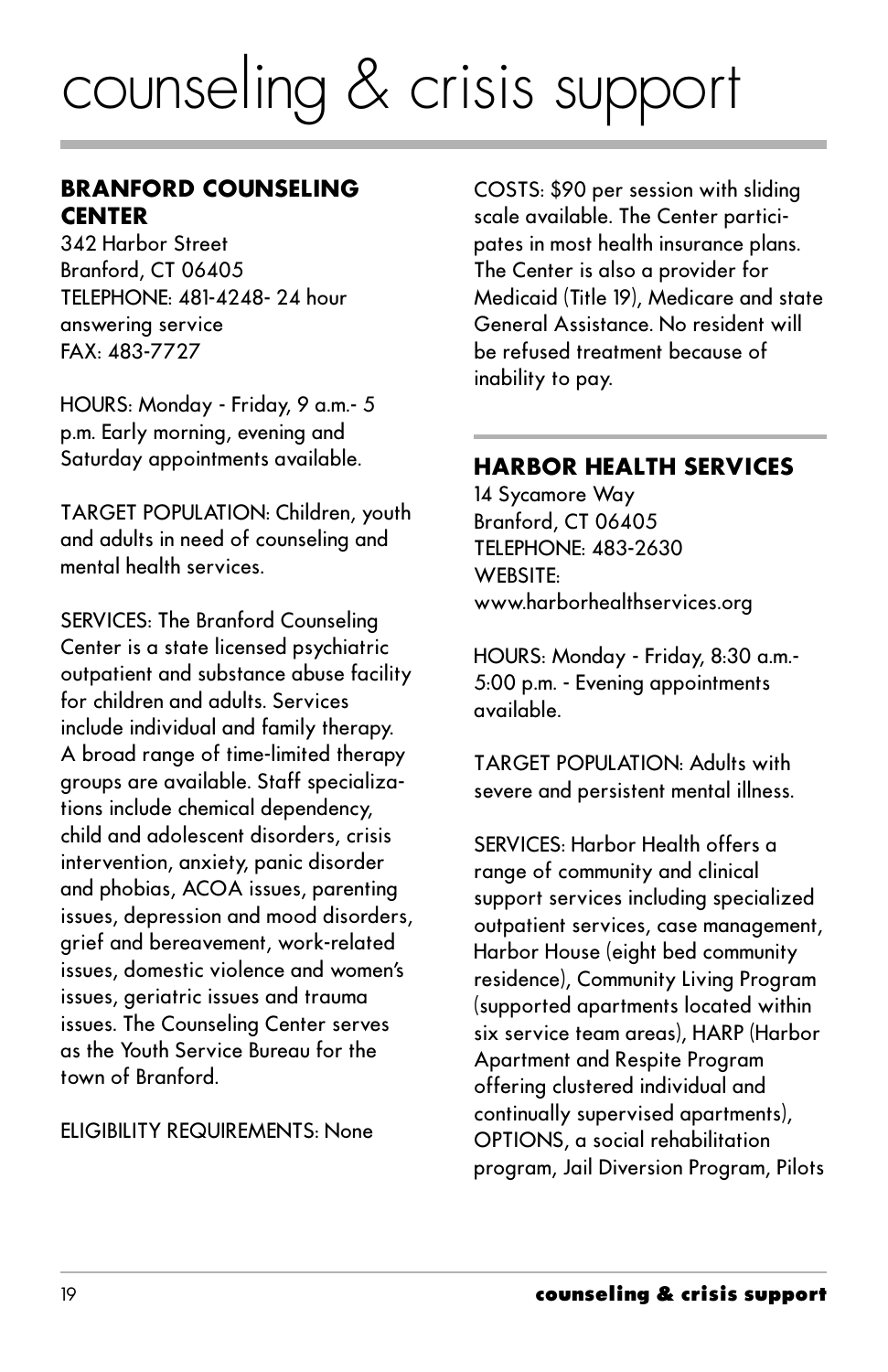# counseling & crisis support

## BRANFORD COUNSELING CENTER

342 Harbor Street
Branford, CT 06405
TELEPHONE: 481-4248- 24 hour answering service
FAX: 483-7727

HOURS: Monday - Friday, 9 a.m.- 5 p.m. Early morning, evening and Saturday appointments available.

TARGET POPULATION: Children, youth and adults in need of counseling and mental health services.

SERVICES: The Branford Counseling Center is a state licensed psychiatric outpatient and substance abuse facility for children and adults. Services include individual and family therapy. A broad range of time-limited therapy groups are available. Staff specializations include chemical dependency, child and adolescent disorders, crisis intervention, anxiety, panic disorder and phobias, ACOA issues, parenting issues, depression and mood disorders, grief and bereavement, work-related issues, domestic violence and women's issues, geriatric issues and trauma issues. The Counseling Center serves as the Youth Service Bureau for the town of Branford.

ELIGIBILITY REQUIREMENTS: None

COSTS: $90 per session with sliding scale available. The Center participates in most health insurance plans. The Center is also a provider for Medicaid (Title 19), Medicare and state General Assistance. No resident will be refused treatment because of inability to pay.

## HARBOR HEALTH SERVICES

14 Sycamore Way
Branford, CT 06405
TELEPHONE: 483-2630
WEBSITE:
www.harborhealthservices.org

HOURS: Monday - Friday, 8:30 a.m.- 5:00 p.m. - Evening appointments available.

TARGET POPULATION: Adults with severe and persistent mental illness.

SERVICES: Harbor Health offers a range of community and clinical support services including specialized outpatient services, case management, Harbor House (eight bed community residence), Community Living Program (supported apartments located within six service team areas), HARP (Harbor Apartment and Respite Program offering clustered individual and continually supervised apartments), OPTIONS, a social rehabilitation program, Jail Diversion Program, Pilots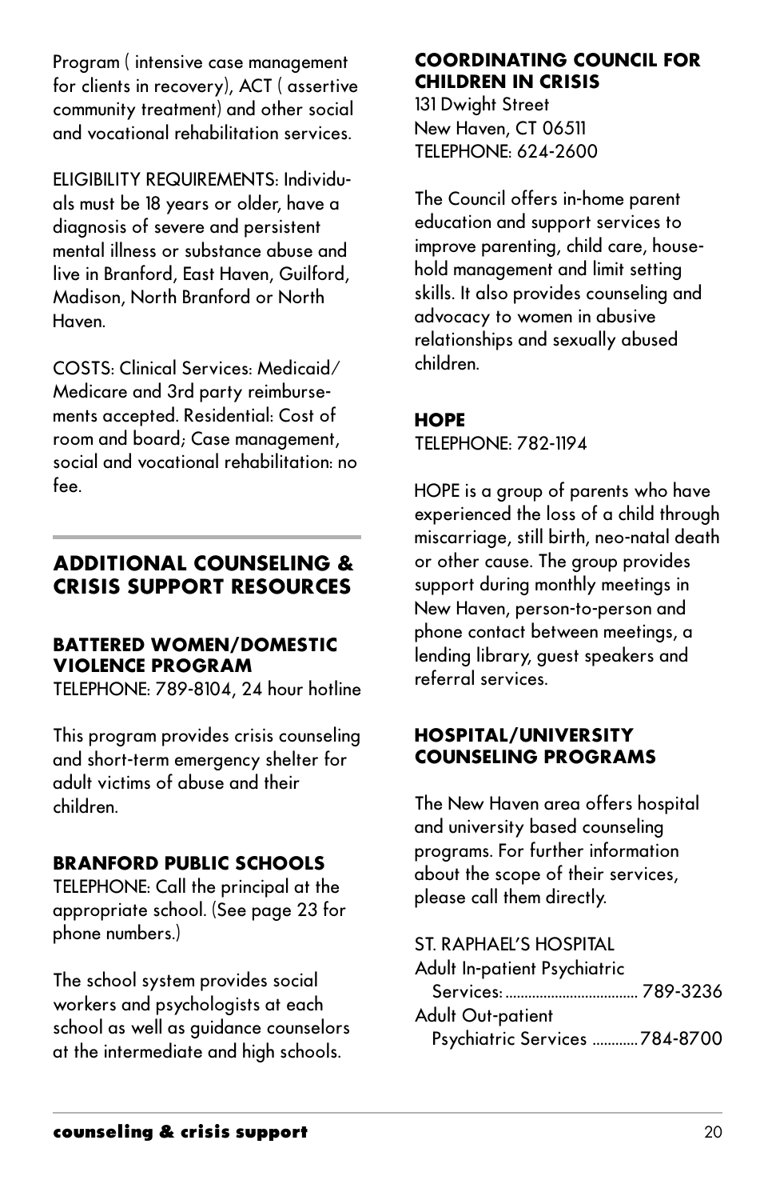Program ( intensive case management for clients in recovery), ACT ( assertive community treatment) and other social and vocational rehabilitation services.

ELIGIBILITY REQUIREMENTS: Individuals must be 18 years or older, have a diagnosis of severe and persistent mental illness or substance abuse and live in Branford, East Haven, Guilford, Madison, North Branford or North Haven.

COSTS: Clinical Services: Medicaid/ Medicare and 3rd party reimbursements accepted. Residential: Cost of room and board; Case management, social and vocational rehabilitation: no fee.

## ADDITIONAL COUNSELING & CRISIS SUPPORT RESOURCES

### BATTERED WOMEN/DOMESTIC VIOLENCE PROGRAM

TELEPHONE: 789-8104, 24 hour hotline

This program provides crisis counseling and short-term emergency shelter for adult victims of abuse and their children.

### BRANFORD PUBLIC SCHOOLS

TELEPHONE: Call the principal at the appropriate school. (See page 23 for phone numbers.)

The school system provides social workers and psychologists at each school as well as guidance counselors at the intermediate and high schools.

### COORDINATING COUNCIL FOR CHILDREN IN CRISIS

131 Dwight Street
New Haven, CT 06511
TELEPHONE: 624-2600

The Council offers in-home parent education and support services to improve parenting, child care, household management and limit setting skills. It also provides counseling and advocacy to women in abusive relationships and sexually abused children.

### HOPE

TELEPHONE: 782-1194

HOPE is a group of parents who have experienced the loss of a child through miscarriage, still birth, neo-natal death or other cause. The group provides support during monthly meetings in New Haven, person-to-person and phone contact between meetings, a lending library, guest speakers and referral services.

### HOSPITAL/UNIVERSITY COUNSELING PROGRAMS

The New Haven area offers hospital and university based counseling programs. For further information about the scope of their services, please call them directly.

ST. RAPHAEL'S HOSPITAL
Adult In-patient Psychiatric Services: .................. 789-3236
Adult Out-patient Psychiatric Services ............784-8700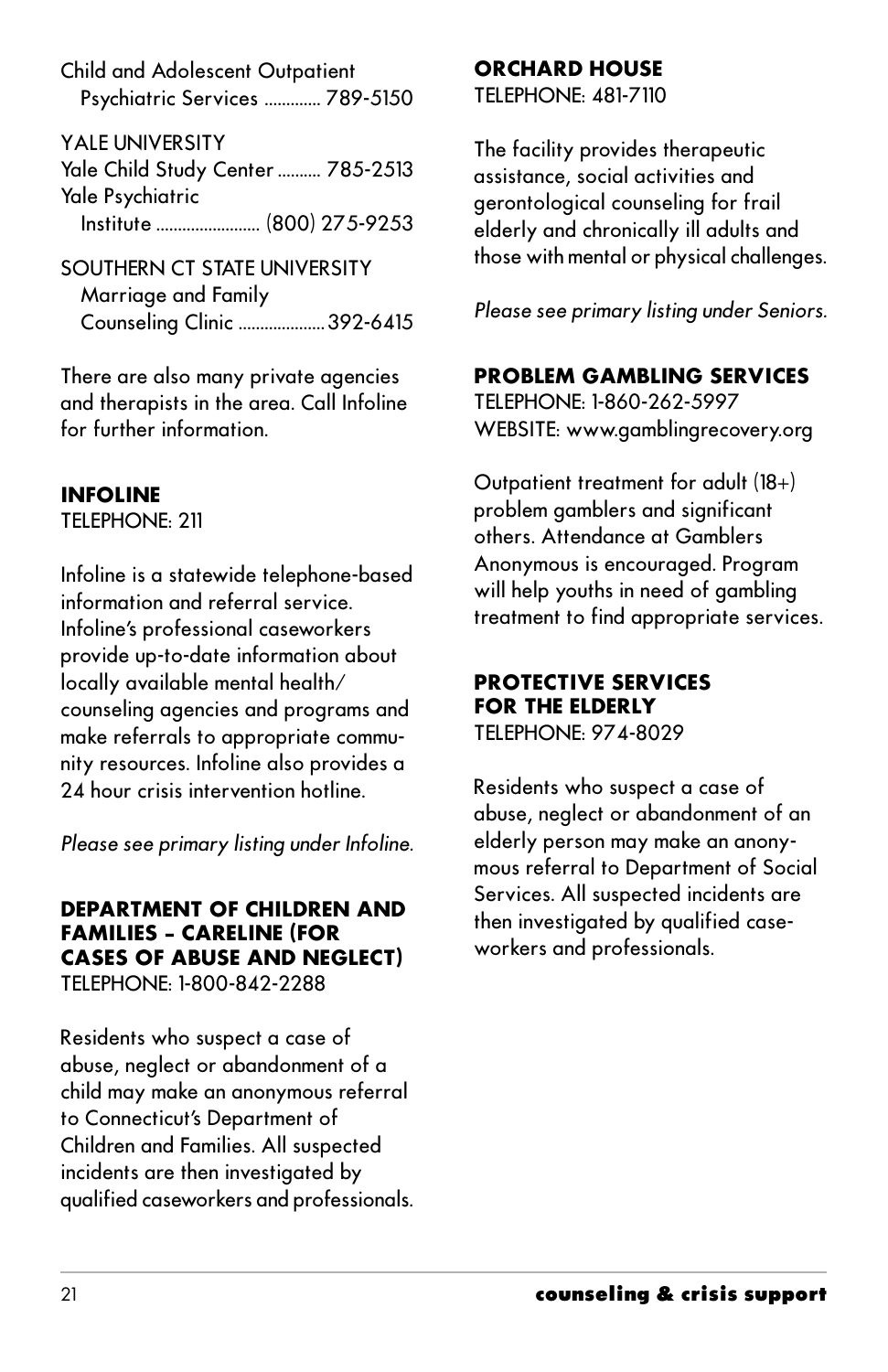Child and Adolescent Outpatient Psychiatric Services ............. 789-5150

YALE UNIVERSITY
Yale Child Study Center .......... 785-2513
Yale Psychiatric Institute ........................ (800) 275-9253

SOUTHERN CT STATE UNIVERSITY
Marriage and Family Counseling Clinic .................... 392-6415

There are also many private agencies and therapists in the area. Call Infoline for further information.

## INFOLINE

TELEPHONE: 211

Infoline is a statewide telephone-based information and referral service. Infoline's professional caseworkers provide up-to-date information about locally available mental health/ counseling agencies and programs and make referrals to appropriate community resources. Infoline also provides a 24 hour crisis intervention hotline.

*Please see primary listing under Infoline.*

## DEPARTMENT OF CHILDREN AND FAMILIES – CARELINE (FOR CASES OF ABUSE AND NEGLECT)

TELEPHONE: 1-800-842-2288

Residents who suspect a case of abuse, neglect or abandonment of a child may make an anonymous referral to Connecticut's Department of Children and Families. All suspected incidents are then investigated by qualified caseworkers and professionals.

## ORCHARD HOUSE

TELEPHONE: 481-7110

The facility provides therapeutic assistance, social activities and gerontological counseling for frail elderly and chronically ill adults and those with mental or physical challenges.

*Please see primary listing under Seniors.*

## PROBLEM GAMBLING SERVICES

TELEPHONE: 1-860-262-5997
WEBSITE: www.gamblingrecovery.org

Outpatient treatment for adult (18+) problem gamblers and significant others. Attendance at Gamblers Anonymous is encouraged. Program will help youths in need of gambling treatment to find appropriate services.

## PROTECTIVE SERVICES FOR THE ELDERLY

TELEPHONE: 974-8029

Residents who suspect a case of abuse, neglect or abandonment of an elderly person may make an anonymous referral to Department of Social Services. All suspected incidents are then investigated by qualified caseworkers and professionals.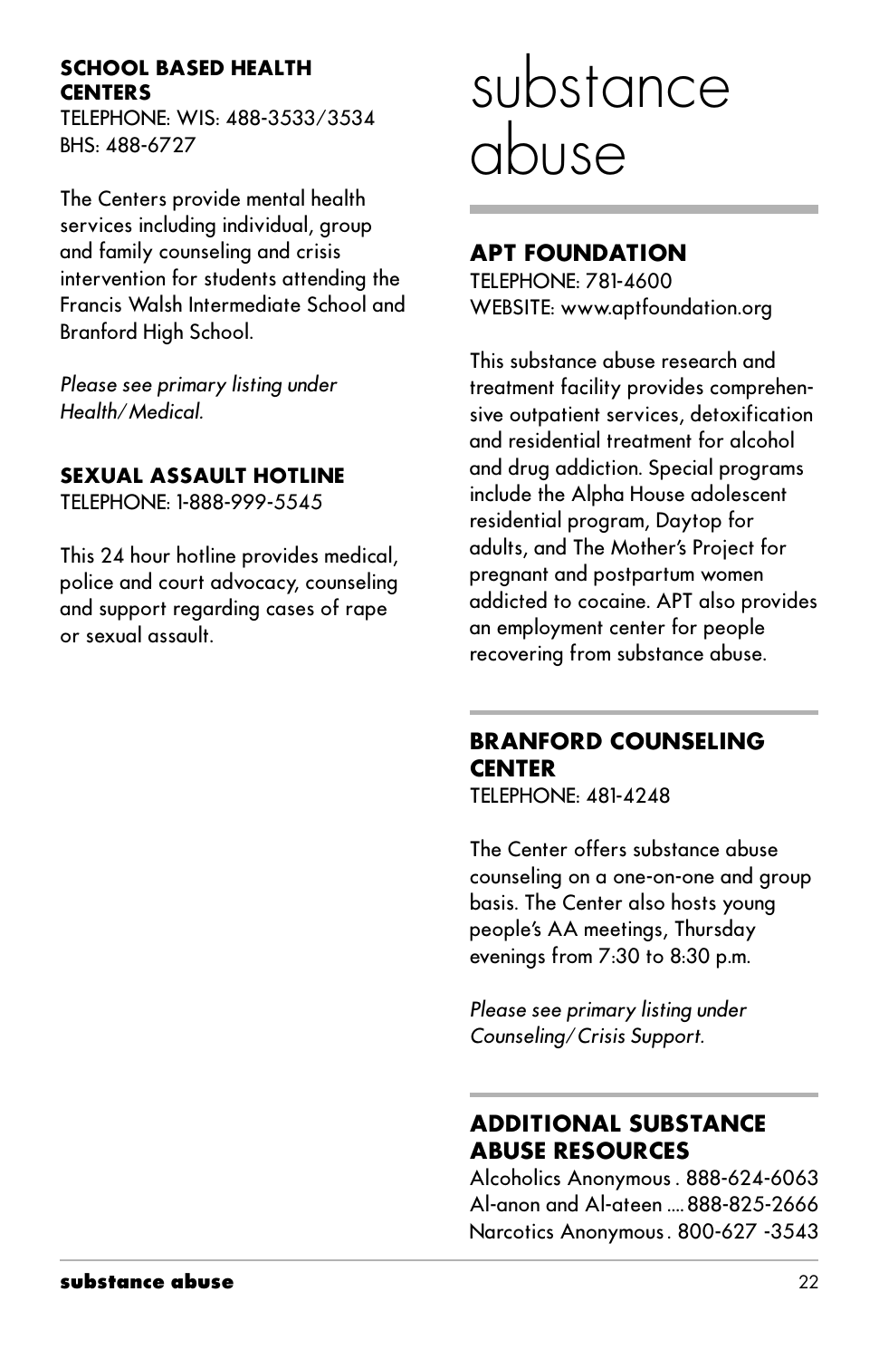### SCHOOL BASED HEALTH CENTERS

TELEPHONE: WIS: 488-3533/3534
BHS: 488-6727

The Centers provide mental health services including individual, group and family counseling and crisis intervention for students attending the Francis Walsh Intermediate School and Branford High School.

*Please see primary listing under Health/Medical.*

### SEXUAL ASSAULT HOTLINE

TELEPHONE: 1-888-999-5545

This 24 hour hotline provides medical, police and court advocacy, counseling and support regarding cases of rape or sexual assault.

# substance abuse

### APT FOUNDATION

TELEPHONE: 781-4600
WEBSITE: www.aptfoundation.org

This substance abuse research and treatment facility provides comprehensive outpatient services, detoxification and residential treatment for alcohol and drug addiction. Special programs include the Alpha House adolescent residential program, Daytop for adults, and The Mother's Project for pregnant and postpartum women addicted to cocaine. APT also provides an employment center for people recovering from substance abuse.

### BRANFORD COUNSELING CENTER

TELEPHONE: 481-4248

The Center offers substance abuse counseling on a one-on-one and group basis. The Center also hosts young people's AA meetings, Thursday evenings from 7:30 to 8:30 p.m.

*Please see primary listing under Counseling/Crisis Support.*

### ADDITIONAL SUBSTANCE ABUSE RESOURCES

Alcoholics Anonymous . 888-624-6063
Al-anon and Al-ateen .... 888-825-2666
Narcotics Anonymous . 800-627 -3543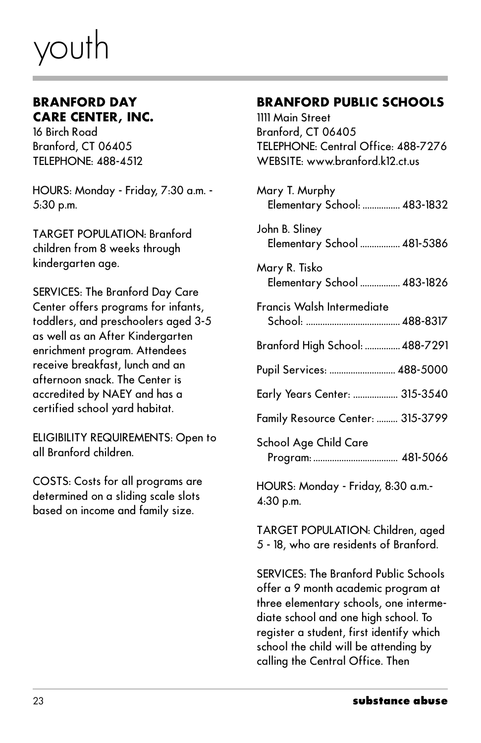# youth

## BRANFORD DAY CARE CENTER, INC.

16 Birch Road
Branford, CT 06405
TELEPHONE: 488-4512

HOURS: Monday - Friday, 7:30 a.m. - 5:30 p.m.

TARGET POPULATION: Branford children from 8 weeks through kindergarten age.

SERVICES: The Branford Day Care Center offers programs for infants, toddlers, and preschoolers aged 3-5 as well as an After Kindergarten enrichment program. Attendees receive breakfast, lunch and an afternoon snack. The Center is accredited by NAEY and has a certified school yard habitat.

ELIGIBILITY REQUIREMENTS: Open to all Branford children.

COSTS: Costs for all programs are determined on a sliding scale slots based on income and family size.

## BRANFORD PUBLIC SCHOOLS

1111 Main Street
Branford, CT 06405
TELEPHONE: Central Office: 488-7276
WEBSITE: www.branford.k12.ct.us

Mary T. Murphy Elementary School: ................ 483-1832

John B. Sliney Elementary School ................. 481-5386

Mary R. Tisko Elementary School ................. 483-1826

Francis Walsh Intermediate School: ........................................ 488-8317

Branford High School: ............... 488-7291

Pupil Services: ............................ 488-5000

Early Years Center: ................... 315-3540

Family Resource Center: ......... 315-3799

School Age Child Care Program: .................................... 481-5066

HOURS: Monday - Friday, 8:30 a.m.- 4:30 p.m.

TARGET POPULATION: Children, aged 5 - 18, who are residents of Branford.

SERVICES: The Branford Public Schools offer a 9 month academic program at three elementary schools, one intermediate school and one high school. To register a student, first identify which school the child will be attending by calling the Central Office. Then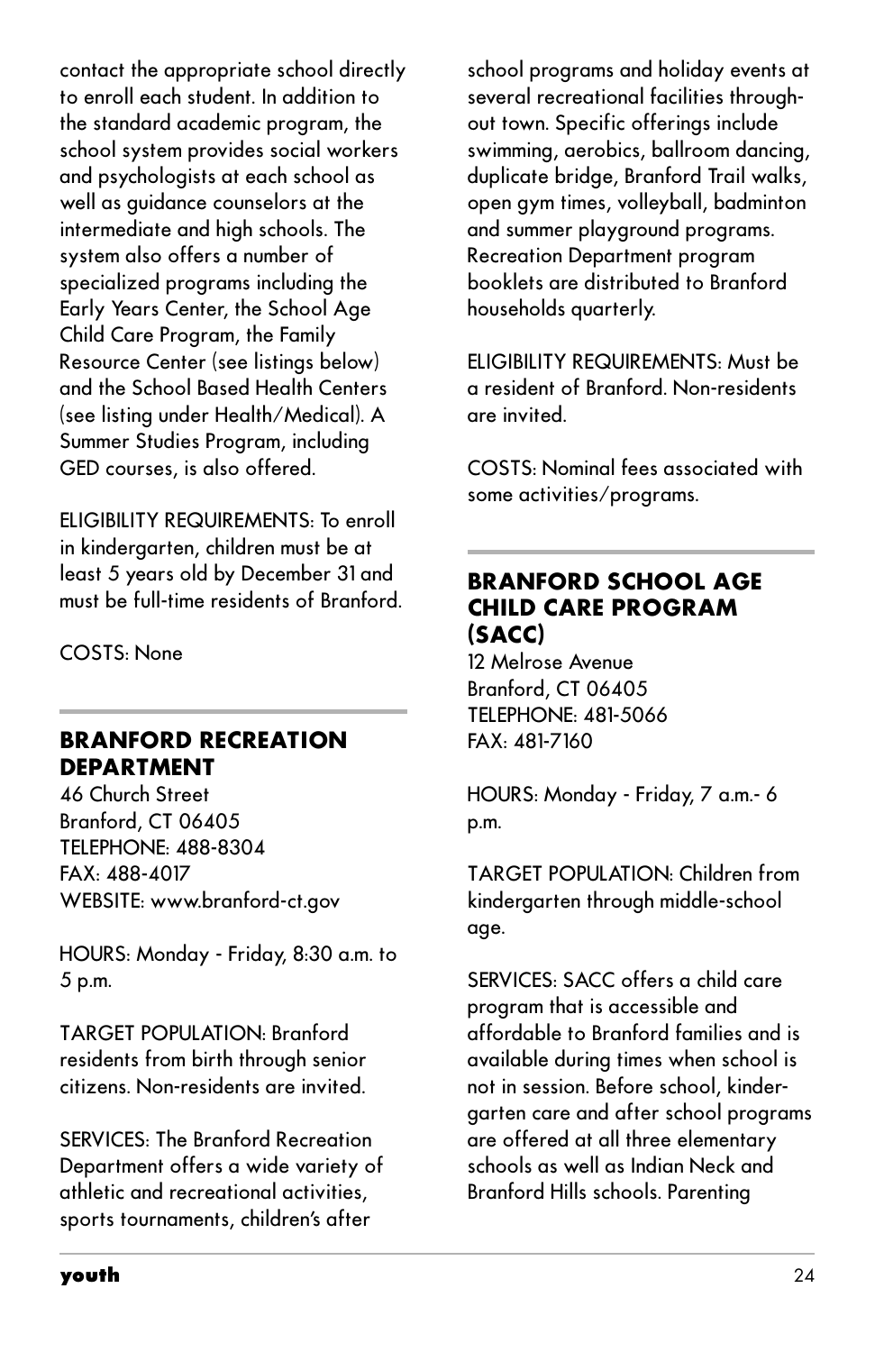contact the appropriate school directly to enroll each student. In addition to the standard academic program, the school system provides social workers and psychologists at each school as well as guidance counselors at the intermediate and high schools. The system also offers a number of specialized programs including the Early Years Center, the School Age Child Care Program, the Family Resource Center (see listings below) and the School Based Health Centers (see listing under Health/Medical). A Summer Studies Program, including GED courses, is also offered.

ELIGIBILITY REQUIREMENTS: To enroll in kindergarten, children must be at least 5 years old by December 31 and must be full-time residents of Branford.

COSTS: None

## BRANFORD RECREATION DEPARTMENT

46 Church Street
Branford, CT 06405
TELEPHONE: 488-8304
FAX: 488-4017
WEBSITE: www.branford-ct.gov

HOURS: Monday - Friday, 8:30 a.m. to 5 p.m.

TARGET POPULATION: Branford residents from birth through senior citizens. Non-residents are invited.

SERVICES: The Branford Recreation Department offers a wide variety of athletic and recreational activities, sports tournaments, children's after school programs and holiday events at several recreational facilities throughout town. Specific offerings include swimming, aerobics, ballroom dancing, duplicate bridge, Branford Trail walks, open gym times, volleyball, badminton and summer playground programs. Recreation Department program booklets are distributed to Branford households quarterly.

ELIGIBILITY REQUIREMENTS: Must be a resident of Branford. Non-residents are invited.

COSTS: Nominal fees associated with some activities/programs.

## BRANFORD SCHOOL AGE CHILD CARE PROGRAM (SACC)

12 Melrose Avenue
Branford, CT 06405
TELEPHONE: 481-5066
FAX: 481-7160

HOURS: Monday - Friday, 7 a.m.- 6 p.m.

TARGET POPULATION: Children from kindergarten through middle-school age.

SERVICES: SACC offers a child care program that is accessible and affordable to Branford families and is available during times when school is not in session. Before school, kindergarten care and after school programs are offered at all three elementary schools as well as Indian Neck and Branford Hills schools. Parenting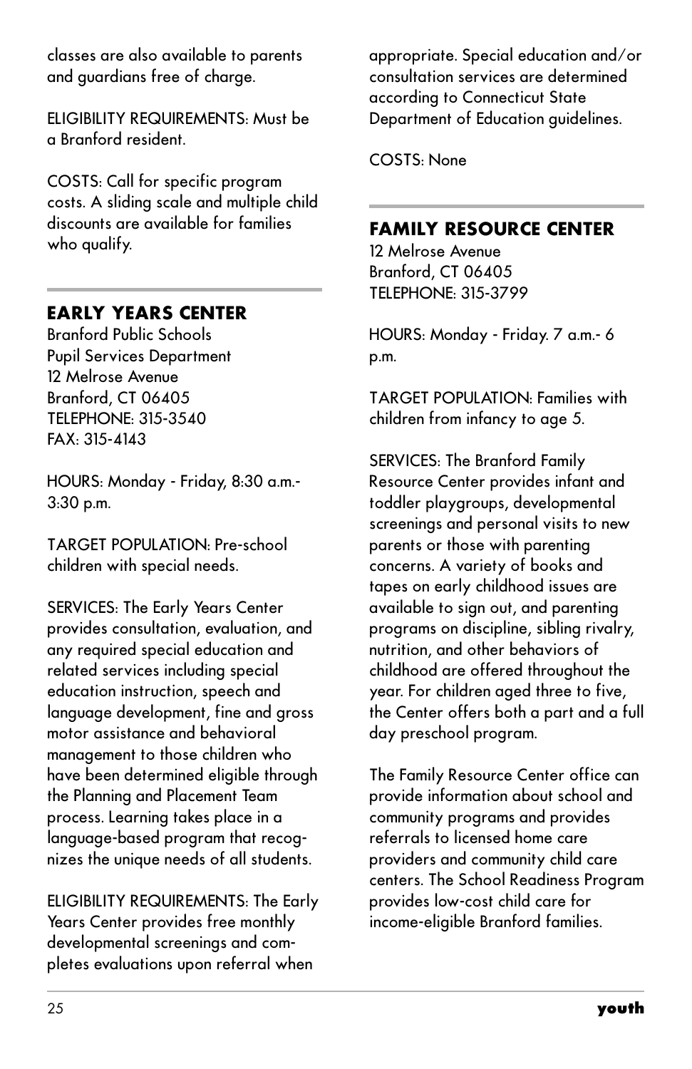classes are also available to parents and guardians free of charge.

ELIGIBILITY REQUIREMENTS: Must be a Branford resident.

COSTS: Call for specific program costs. A sliding scale and multiple child discounts are available for families who qualify.

## EARLY YEARS CENTER

Branford Public Schools
Pupil Services Department
12 Melrose Avenue
Branford, CT 06405
TELEPHONE: 315-3540
FAX: 315-4143

HOURS: Monday - Friday, 8:30 a.m.- 3:30 p.m.

TARGET POPULATION: Pre-school children with special needs.

SERVICES: The Early Years Center provides consultation, evaluation, and any required special education and related services including special education instruction, speech and language development, fine and gross motor assistance and behavioral management to those children who have been determined eligible through the Planning and Placement Team process. Learning takes place in a language-based program that recognizes the unique needs of all students.

ELIGIBILITY REQUIREMENTS: The Early Years Center provides free monthly developmental screenings and completes evaluations upon referral when appropriate. Special education and/or consultation services are determined according to Connecticut State Department of Education guidelines.

COSTS: None

## FAMILY RESOURCE CENTER

12 Melrose Avenue
Branford, CT 06405
TELEPHONE: 315-3799

HOURS: Monday - Friday. 7 a.m.- 6 p.m.

TARGET POPULATION: Families with children from infancy to age 5.

SERVICES: The Branford Family Resource Center provides infant and toddler playgroups, developmental screenings and personal visits to new parents or those with parenting concerns. A variety of books and tapes on early childhood issues are available to sign out, and parenting programs on discipline, sibling rivalry, nutrition, and other behaviors of childhood are offered throughout the year. For children aged three to five, the Center offers both a part and a full day preschool program.

The Family Resource Center office can provide information about school and community programs and provides referrals to licensed home care providers and community child care centers. The School Readiness Program provides low-cost child care for income-eligible Branford families.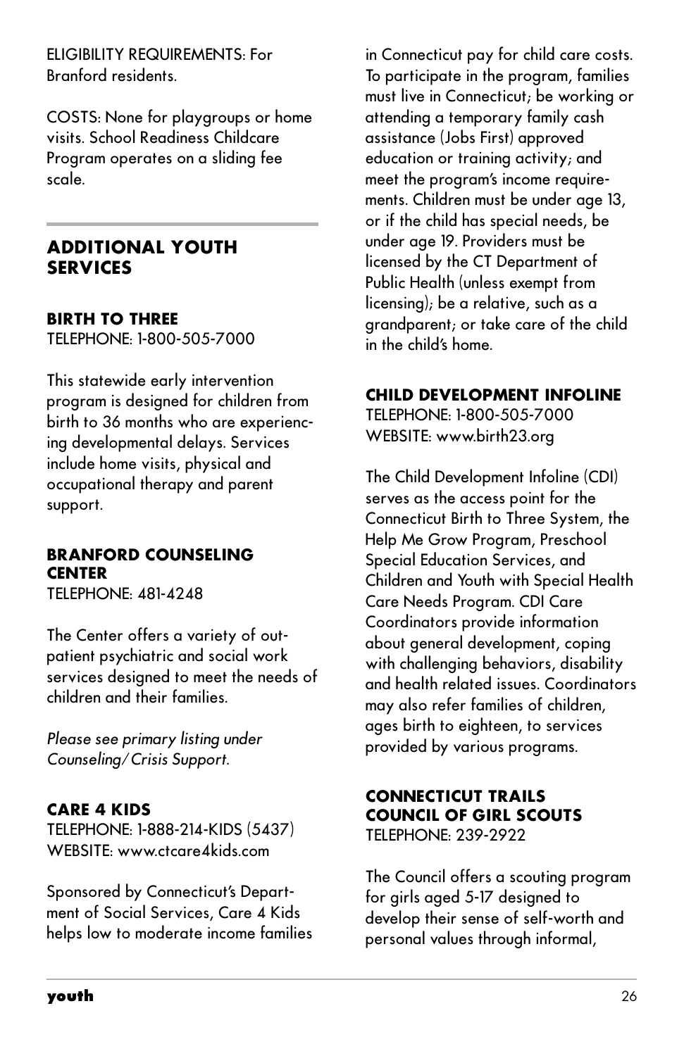ELIGIBILITY REQUIREMENTS: For Branford residents.

COSTS: None for playgroups or home visits. School Readiness Childcare Program operates on a sliding fee scale.

## ADDITIONAL YOUTH SERVICES

### BIRTH TO THREE

TELEPHONE: 1-800-505-7000

This statewide early intervention program is designed for children from birth to 36 months who are experiencing developmental delays. Services include home visits, physical and occupational therapy and parent support.

### BRANFORD COUNSELING CENTER

TELEPHONE: 481-4248

The Center offers a variety of outpatient psychiatric and social work services designed to meet the needs of children and their families.

*Please see primary listing under Counseling/Crisis Support.*

### CARE 4 KIDS

TELEPHONE: 1-888-214-KIDS (5437)
WEBSITE: www.ctcare4kids.com

Sponsored by Connecticut's Department of Social Services, Care 4 Kids helps low to moderate income families in Connecticut pay for child care costs. To participate in the program, families must live in Connecticut; be working or attending a temporary family cash assistance (Jobs First) approved education or training activity; and meet the program's income requirements. Children must be under age 13, or if the child has special needs, be under age 19. Providers must be licensed by the CT Department of Public Health (unless exempt from licensing); be a relative, such as a grandparent; or take care of the child in the child's home.

### CHILD DEVELOPMENT INFOLINE

TELEPHONE: 1-800-505-7000
WEBSITE: www.birth23.org

The Child Development Infoline (CDI) serves as the access point for the Connecticut Birth to Three System, the Help Me Grow Program, Preschool Special Education Services, and Children and Youth with Special Health Care Needs Program. CDI Care Coordinators provide information about general development, coping with challenging behaviors, disability and health related issues. Coordinators may also refer families of children, ages birth to eighteen, to services provided by various programs.

### CONNECTICUT TRAILS COUNCIL OF GIRL SCOUTS

TELEPHONE: 239-2922

The Council offers a scouting program for girls aged 5-17 designed to develop their sense of self-worth and personal values through informal,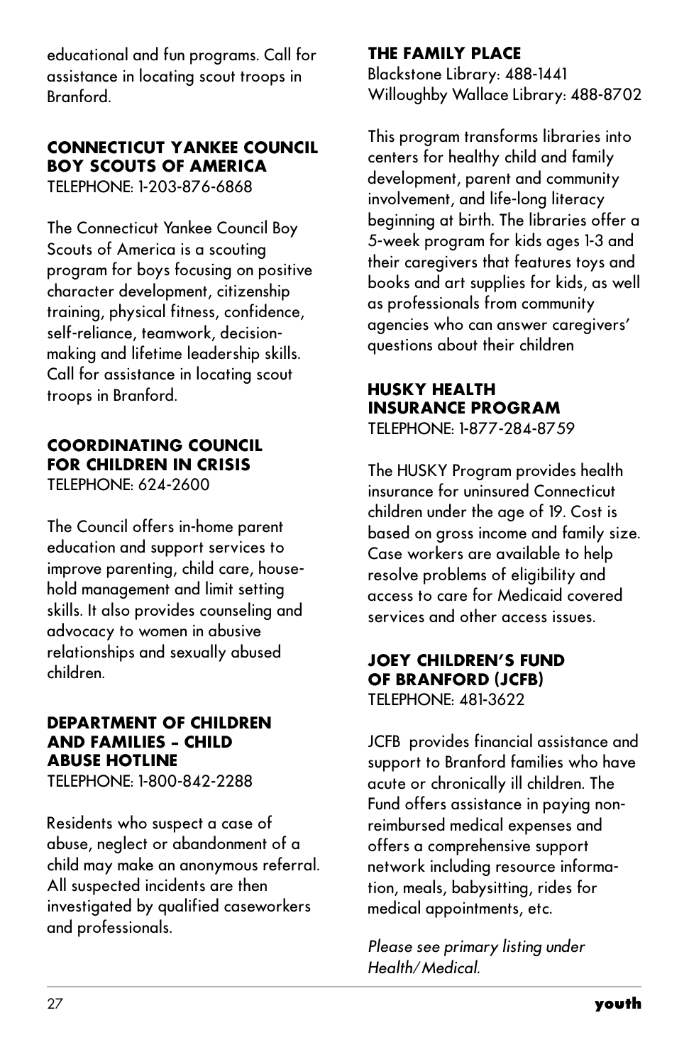educational and fun programs. Call for assistance in locating scout troops in Branford.

### CONNECTICUT YANKEE COUNCIL BOY SCOUTS OF AMERICA

TELEPHONE: 1-203-876-6868

The Connecticut Yankee Council Boy Scouts of America is a scouting program for boys focusing on positive character development, citizenship training, physical fitness, confidence, self-reliance, teamwork, decision-making and lifetime leadership skills. Call for assistance in locating scout troops in Branford.

### COORDINATING COUNCIL FOR CHILDREN IN CRISIS

TELEPHONE: 624-2600

The Council offers in-home parent education and support services to improve parenting, child care, household management and limit setting skills. It also provides counseling and advocacy to women in abusive relationships and sexually abused children.

### DEPARTMENT OF CHILDREN AND FAMILIES – CHILD ABUSE HOTLINE

TELEPHONE: 1-800-842-2288

Residents who suspect a case of abuse, neglect or abandonment of a child may make an anonymous referral. All suspected incidents are then investigated by qualified caseworkers and professionals.

### THE FAMILY PLACE

Blackstone Library: 488-1441
Willoughby Wallace Library: 488-8702

This program transforms libraries into centers for healthy child and family development, parent and community involvement, and life-long literacy beginning at birth. The libraries offer a 5-week program for kids ages 1-3 and their caregivers that features toys and books and art supplies for kids, as well as professionals from community agencies who can answer caregivers' questions about their children

### HUSKY HEALTH INSURANCE PROGRAM

TELEPHONE: 1-877-284-8759

The HUSKY Program provides health insurance for uninsured Connecticut children under the age of 19. Cost is based on gross income and family size. Case workers are available to help resolve problems of eligibility and access to care for Medicaid covered services and other access issues.

### JOEY CHILDREN'S FUND OF BRANFORD (JCFB)

TELEPHONE: 481-3622

JCFB provides financial assistance and support to Branford families who have acute or chronically ill children. The Fund offers assistance in paying non-reimbursed medical expenses and offers a comprehensive support network including resource information, meals, babysitting, rides for medical appointments, etc.

*Please see primary listing under Health/Medical.*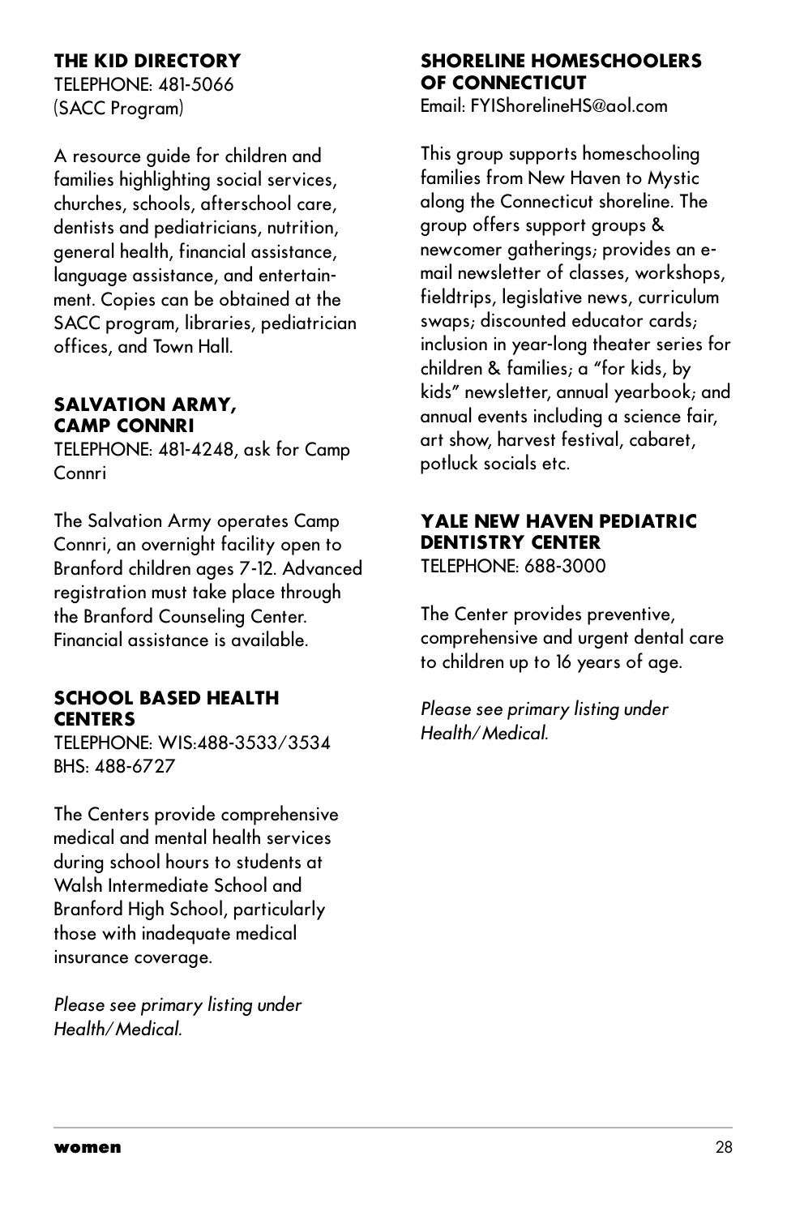### THE KID DIRECTORY

TELEPHONE: 481-5066
(SACC Program)

A resource guide for children and families highlighting social services, churches, schools, afterschool care, dentists and pediatricians, nutrition, general health, financial assistance, language assistance, and entertainment. Copies can be obtained at the SACC program, libraries, pediatrician offices, and Town Hall.

### SALVATION ARMY, CAMP CONNRI

TELEPHONE: 481-4248, ask for Camp Connri

The Salvation Army operates Camp Connri, an overnight facility open to Branford children ages 7-12. Advanced registration must take place through the Branford Counseling Center. Financial assistance is available.

### SCHOOL BASED HEALTH CENTERS

TELEPHONE: WIS:488-3533/3534
BHS: 488-6727

The Centers provide comprehensive medical and mental health services during school hours to students at Walsh Intermediate School and Branford High School, particularly those with inadequate medical insurance coverage.

*Please see primary listing under Health/Medical.*

### SHORELINE HOMESCHOOLERS OF CONNECTICUT

Email: FYIShorelineHS@aol.com

This group supports homeschooling families from New Haven to Mystic along the Connecticut shoreline. The group offers support groups & newcomer gatherings; provides an e-mail newsletter of classes, workshops, fieldtrips, legislative news, curriculum swaps; discounted educator cards; inclusion in year-long theater series for children & families; a "for kids, by kids" newsletter, annual yearbook; and annual events including a science fair, art show, harvest festival, cabaret, potluck socials etc.

### YALE NEW HAVEN PEDIATRIC DENTISTRY CENTER

TELEPHONE: 688-3000

The Center provides preventive, comprehensive and urgent dental care to children up to 16 years of age.

*Please see primary listing under Health/Medical.*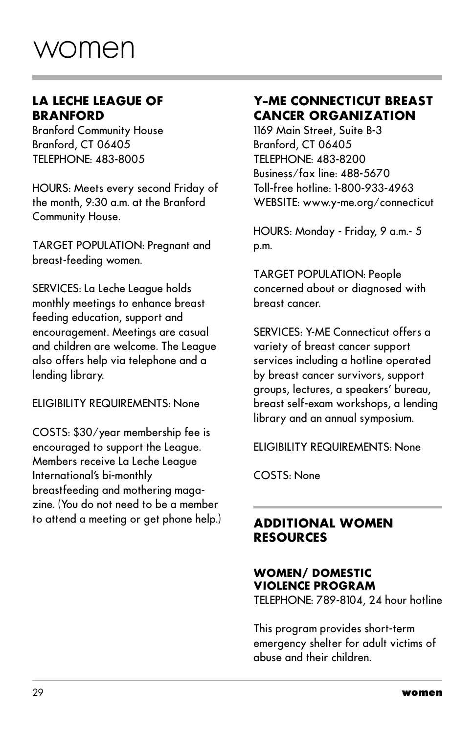# women

## LA LECHE LEAGUE OF BRANFORD

Branford Community House
Branford, CT 06405
TELEPHONE: 483-8005

HOURS: Meets every second Friday of the month, 9:30 a.m. at the Branford Community House.

TARGET POPULATION: Pregnant and breast-feeding women.

SERVICES: La Leche League holds monthly meetings to enhance breast feeding education, support and encouragement. Meetings are casual and children are welcome. The League also offers help via telephone and a lending library.

ELIGIBILITY REQUIREMENTS: None

COSTS: $30/year membership fee is encouraged to support the League. Members receive La Leche League International's bi-monthly breastfeeding and mothering magazine. (You do not need to be a member to attend a meeting or get phone help.)

## Y-ME CONNECTICUT BREAST CANCER ORGANIZATION

1169 Main Street, Suite B-3
Branford, CT 06405
TELEPHONE: 483-8200
Business/fax line: 488-5670
Toll-free hotline: 1-800-933-4963
WEBSITE: www.y-me.org/connecticut

HOURS: Monday - Friday, 9 a.m.- 5 p.m.

TARGET POPULATION: People concerned about or diagnosed with breast cancer.

SERVICES: Y-ME Connecticut offers a variety of breast cancer support services including a hotline operated by breast cancer survivors, support groups, lectures, a speakers' bureau, breast self-exam workshops, a lending library and an annual symposium.

ELIGIBILITY REQUIREMENTS: None

COSTS: None

## ADDITIONAL WOMEN RESOURCES

### WOMEN/ DOMESTIC VIOLENCE PROGRAM

TELEPHONE: 789-8104, 24 hour hotline

This program provides short-term emergency shelter for adult victims of abuse and their children.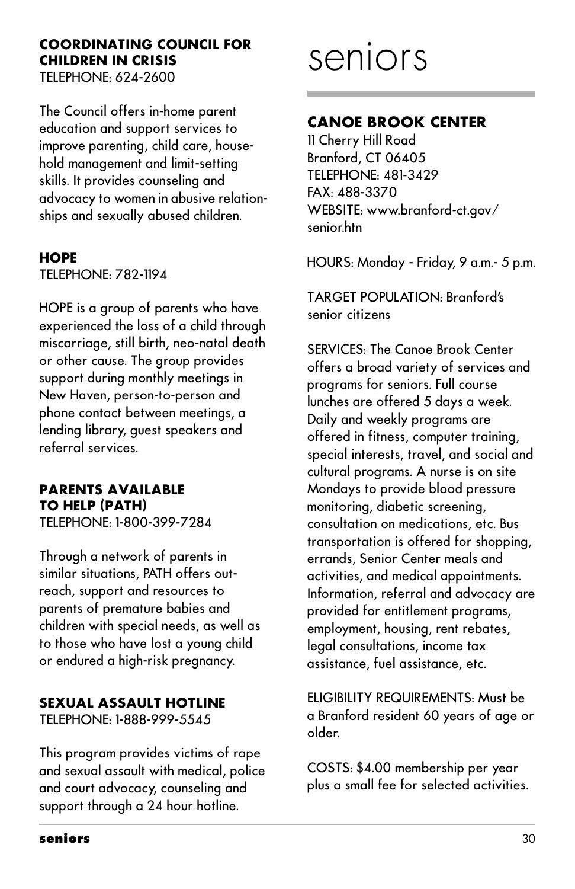### COORDINATING COUNCIL FOR CHILDREN IN CRISIS

TELEPHONE: 624-2600

The Council offers in-home parent education and support services to improve parenting, child care, household management and limit-setting skills. It provides counseling and advocacy to women in abusive relationships and sexually abused children.

### HOPE

TELEPHONE: 782-1194

HOPE is a group of parents who have experienced the loss of a child through miscarriage, still birth, neo-natal death or other cause. The group provides support during monthly meetings in New Haven, person-to-person and phone contact between meetings, a lending library, guest speakers and referral services.

### PARENTS AVAILABLE TO HELP (PATH)

TELEPHONE: 1-800-399-7284

Through a network of parents in similar situations, PATH offers outreach, support and resources to parents of premature babies and children with special needs, as well as to those who have lost a young child or endured a high-risk pregnancy.

### SEXUAL ASSAULT HOTLINE

TELEPHONE: 1-888-999-5545

This program provides victims of rape and sexual assault with medical, police and court advocacy, counseling and support through a 24 hour hotline.

# seniors

## CANOE BROOK CENTER

11 Cherry Hill Road
Branford, CT 06405
TELEPHONE: 481-3429
FAX: 488-3370
WEBSITE: www.branford-ct.gov/senior.htn

HOURS: Monday - Friday, 9 a.m.- 5 p.m.

TARGET POPULATION: Branford's senior citizens

SERVICES: The Canoe Brook Center offers a broad variety of services and programs for seniors. Full course lunches are offered 5 days a week. Daily and weekly programs are offered in fitness, computer training, special interests, travel, and social and cultural programs. A nurse is on site Mondays to provide blood pressure monitoring, diabetic screening, consultation on medications, etc. Bus transportation is offered for shopping, errands, Senior Center meals and activities, and medical appointments. Information, referral and advocacy are provided for entitlement programs, employment, housing, rent rebates, legal consultations, income tax assistance, fuel assistance, etc.

ELIGIBILITY REQUIREMENTS: Must be a Branford resident 60 years of age or older.

COSTS: $4.00 membership per year plus a small fee for selected activities.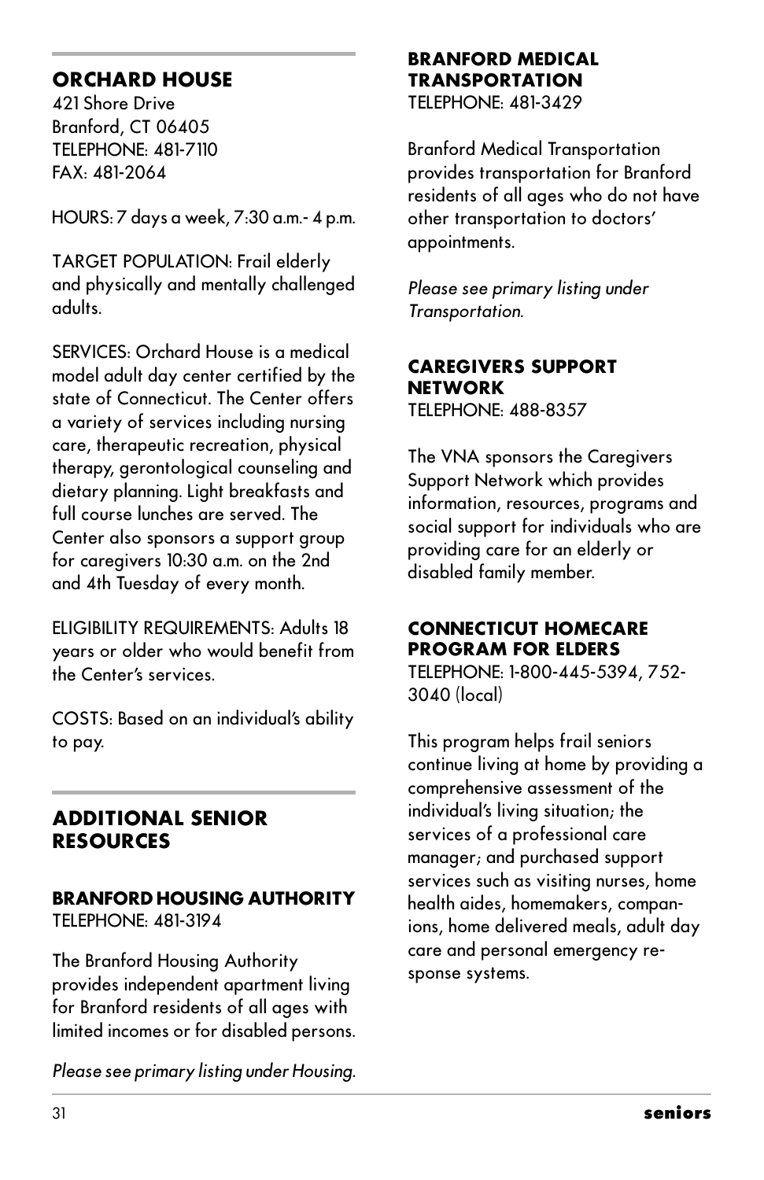## ORCHARD HOUSE

421 Shore Drive
Branford, CT 06405
TELEPHONE: 481-7110
FAX: 481-2064

HOURS: 7 days a week, 7:30 a.m.- 4 p.m.

TARGET POPULATION: Frail elderly and physically and mentally challenged adults.

SERVICES: Orchard House is a medical model adult day center certified by the state of Connecticut. The Center offers a variety of services including nursing care, therapeutic recreation, physical therapy, gerontological counseling and dietary planning. Light breakfasts and full course lunches are served. The Center also sponsors a support group for caregivers 10:30 a.m. on the 2nd and 4th Tuesday of every month.

ELIGIBILITY REQUIREMENTS: Adults 18 years or older who would benefit from the Center's services.

COSTS: Based on an individual's ability to pay.

## ADDITIONAL SENIOR RESOURCES

### BRANFORD HOUSING AUTHORITY

TELEPHONE: 481-3194

The Branford Housing Authority provides independent apartment living for Branford residents of all ages with limited incomes or for disabled persons.

*Please see primary listing under Housing.*

### BRANFORD MEDICAL TRANSPORTATION

TELEPHONE: 481-3429

Branford Medical Transportation provides transportation for Branford residents of all ages who do not have other transportation to doctors' appointments.

*Please see primary listing under Transportation.*

### CAREGIVERS SUPPORT NETWORK

TELEPHONE: 488-8357

The VNA sponsors the Caregivers Support Network which provides information, resources, programs and social support for individuals who are providing care for an elderly or disabled family member.

### CONNECTICUT HOMECARE PROGRAM FOR ELDERS

TELEPHONE: 1-800-445-5394, 752-3040 (local)

This program helps frail seniors continue living at home by providing a comprehensive assessment of the individual's living situation; the services of a professional care manager; and purchased support services such as visiting nurses, home health aides, homemakers, companions, home delivered meals, adult day care and personal emergency response systems.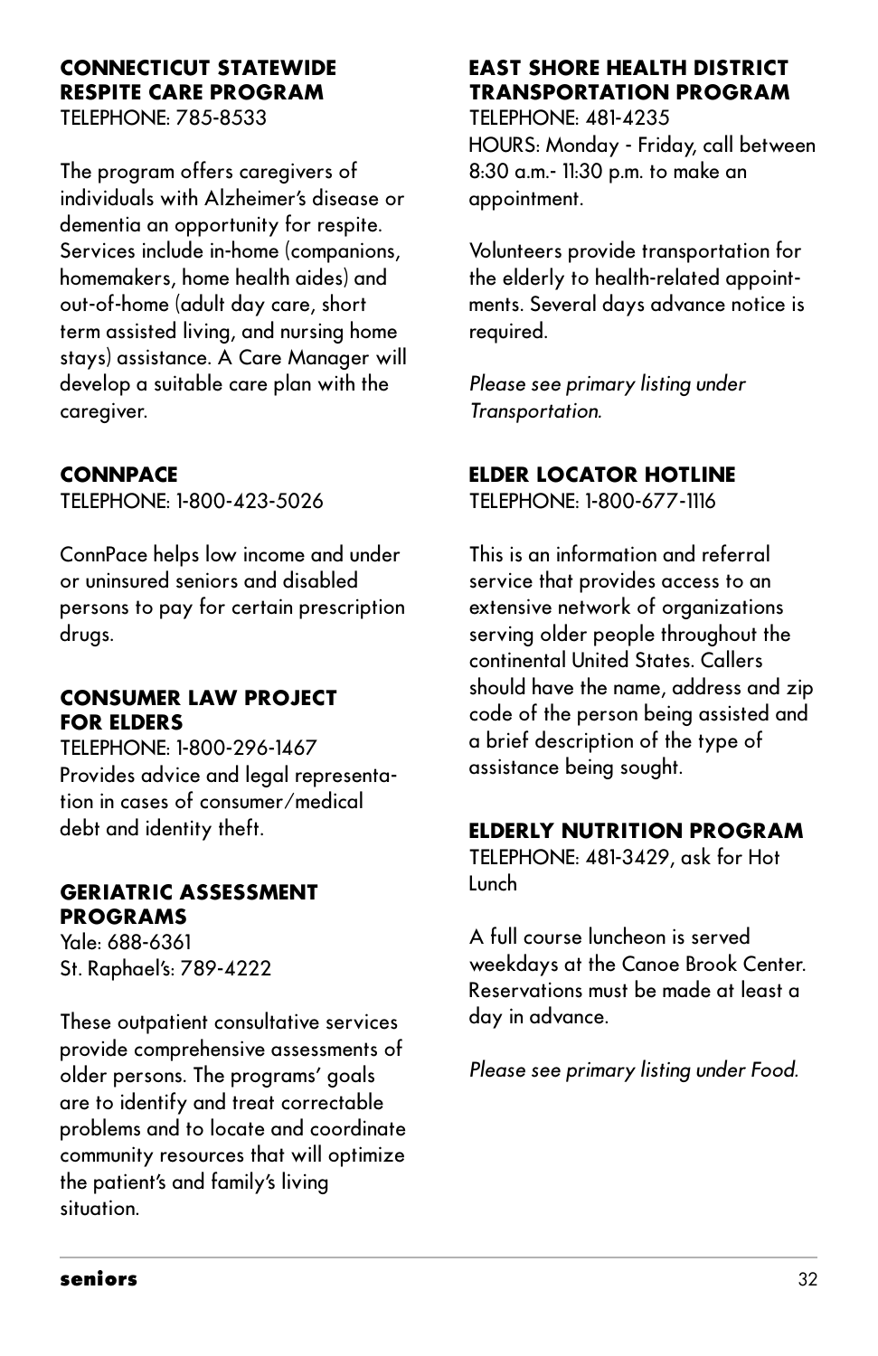### CONNECTICUT STATEWIDE RESPITE CARE PROGRAM

TELEPHONE: 785-8533

The program offers caregivers of individuals with Alzheimer's disease or dementia an opportunity for respite. Services include in-home (companions, homemakers, home health aides) and out-of-home (adult day care, short term assisted living, and nursing home stays) assistance. A Care Manager will develop a suitable care plan with the caregiver.

### CONNPACE

TELEPHONE: 1-800-423-5026

ConnPace helps low income and under or uninsured seniors and disabled persons to pay for certain prescription drugs.

### CONSUMER LAW PROJECT FOR ELDERS

TELEPHONE: 1-800-296-1467
Provides advice and legal representation in cases of consumer/medical debt and identity theft.

### GERIATRIC ASSESSMENT PROGRAMS

Yale: 688-6361
St. Raphael's: 789-4222

These outpatient consultative services provide comprehensive assessments of older persons. The programs' goals are to identify and treat correctable problems and to locate and coordinate community resources that will optimize the patient's and family's living situation.

### EAST SHORE HEALTH DISTRICT TRANSPORTATION PROGRAM

TELEPHONE: 481-4235
HOURS: Monday - Friday, call between 8:30 a.m.- 11:30 p.m. to make an appointment.

Volunteers provide transportation for the elderly to health-related appointments. Several days advance notice is required.

*Please see primary listing under Transportation.*

### ELDER LOCATOR HOTLINE

TELEPHONE: 1-800-677-1116

This is an information and referral service that provides access to an extensive network of organizations serving older people throughout the continental United States. Callers should have the name, address and zip code of the person being assisted and a brief description of the type of assistance being sought.

### ELDERLY NUTRITION PROGRAM

TELEPHONE: 481-3429, ask for Hot Lunch

A full course luncheon is served weekdays at the Canoe Brook Center. Reservations must be made at least a day in advance.

*Please see primary listing under Food.*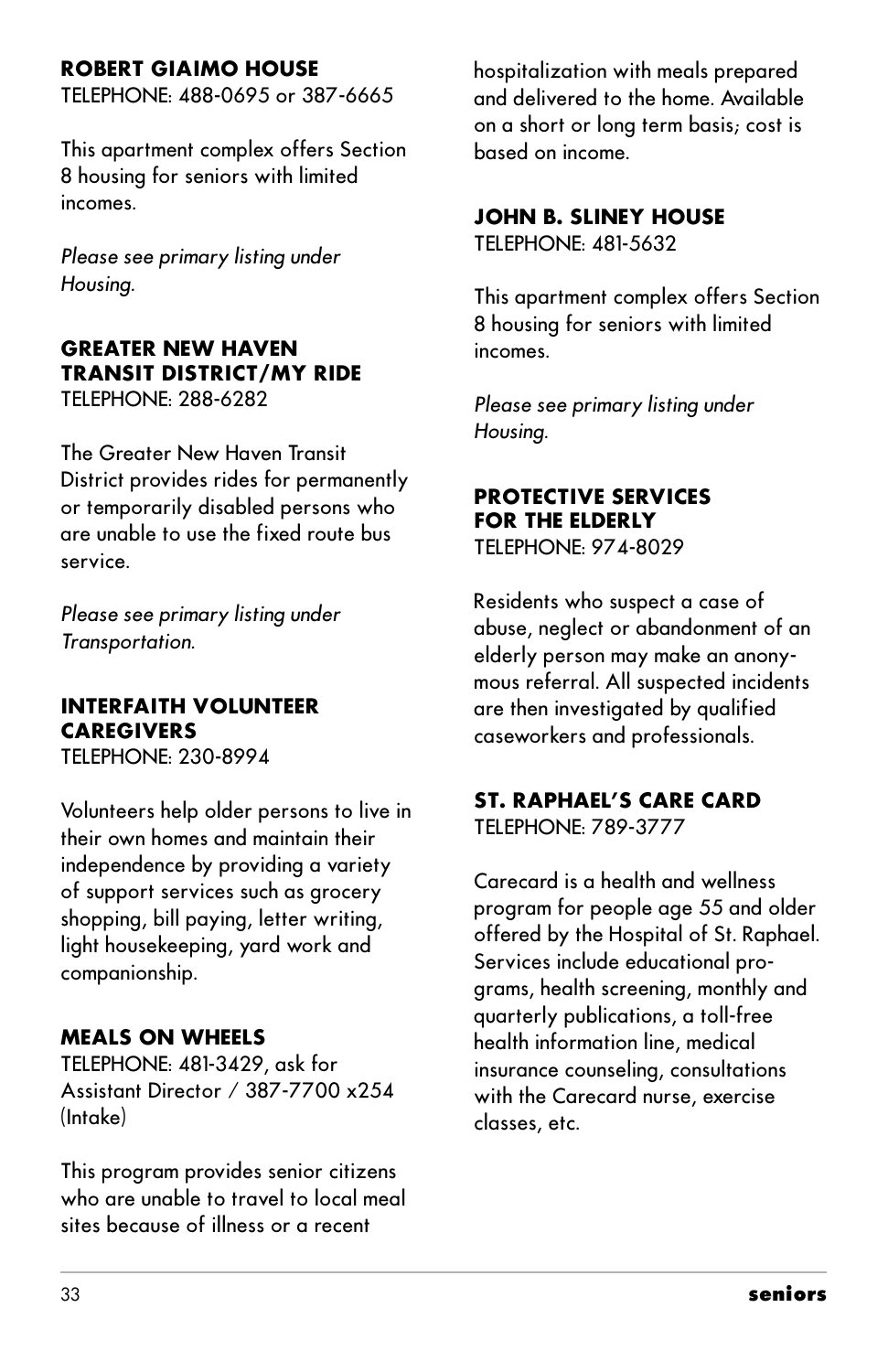### ROBERT GIAIMO HOUSE

TELEPHONE: 488-0695 or 387-6665

This apartment complex offers Section 8 housing for seniors with limited incomes.

*Please see primary listing under Housing.*

### GREATER NEW HAVEN TRANSIT DISTRICT/MY RIDE

TELEPHONE: 288-6282

The Greater New Haven Transit District provides rides for permanently or temporarily disabled persons who are unable to use the fixed route bus service.

*Please see primary listing under Transportation.*

### INTERFAITH VOLUNTEER CAREGIVERS

TELEPHONE: 230-8994

Volunteers help older persons to live in their own homes and maintain their independence by providing a variety of support services such as grocery shopping, bill paying, letter writing, light housekeeping, yard work and companionship.

### MEALS ON WHEELS

TELEPHONE: 481-3429, ask for Assistant Director / 387-7700 x254 (Intake)

This program provides senior citizens who are unable to travel to local meal sites because of illness or a recent hospitalization with meals prepared and delivered to the home. Available on a short or long term basis; cost is based on income.

### JOHN B. SLINEY HOUSE

TELEPHONE: 481-5632

This apartment complex offers Section 8 housing for seniors with limited incomes.

*Please see primary listing under Housing.*

### PROTECTIVE SERVICES FOR THE ELDERLY

TELEPHONE: 974-8029

Residents who suspect a case of abuse, neglect or abandonment of an elderly person may make an anonymous referral. All suspected incidents are then investigated by qualified caseworkers and professionals.

### ST. RAPHAEL'S CARE CARD

TELEPHONE: 789-3777

Carecard is a health and wellness program for people age 55 and older offered by the Hospital of St. Raphael. Services include educational programs, health screening, monthly and quarterly publications, a toll-free health information line, medical insurance counseling, consultations with the Carecard nurse, exercise classes, etc.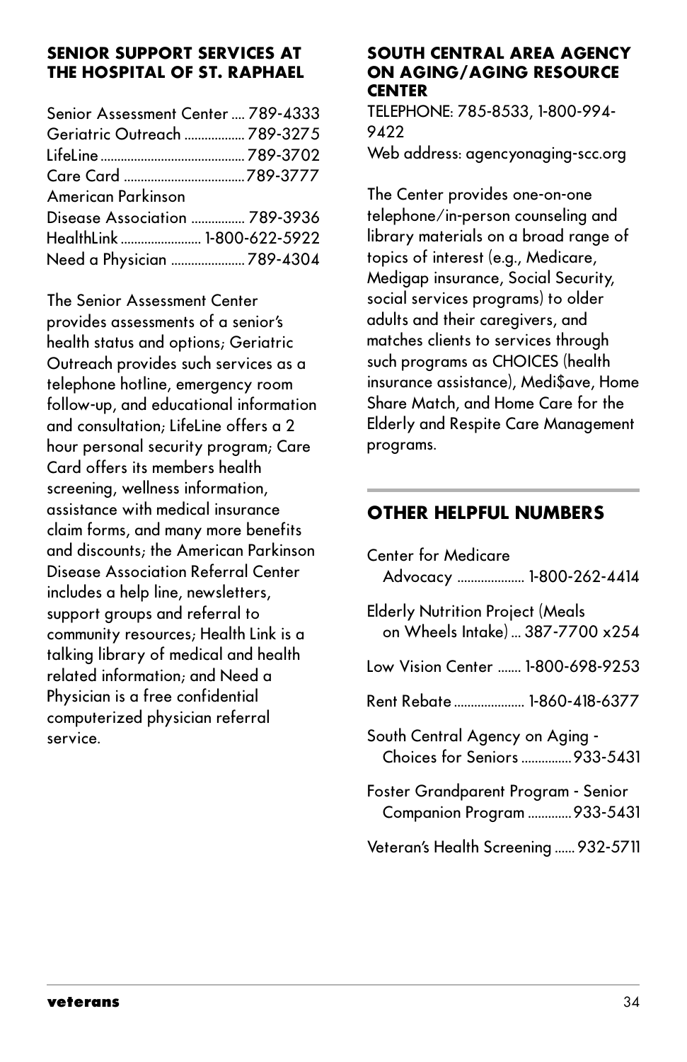## SENIOR SUPPORT SERVICES AT THE HOSPITAL OF ST. RAPHAEL

Senior Assessment Center .... 789-4333
Geriatric Outreach .................. 789-3275
LifeLine ........................................... 789-3702
Care Card .................................... 789-3777
American Parkinson Disease Association ................ 789-3936
HealthLink ......................... 1-800-622-5922
Need a Physician ...................... 789-4304

The Senior Assessment Center provides assessments of a senior's health status and options; Geriatric Outreach provides such services as a telephone hotline, emergency room follow-up, and educational information and consultation; LifeLine offers a 2 hour personal security program; Care Card offers its members health screening, wellness information, assistance with medical insurance claim forms, and many more benefits and discounts; the American Parkinson Disease Association Referral Center includes a help line, newsletters, support groups and referral to community resources; Health Link is a talking library of medical and health related information; and Need a Physician is a free confidential computerized physician referral service.

## SOUTH CENTRAL AREA AGENCY ON AGING/AGING RESOURCE CENTER

TELEPHONE: 785-8533, 1-800-994-9422
Web address: agencyonaging-scc.org

The Center provides one-on-one telephone/in-person counseling and library materials on a broad range of topics of interest (e.g., Medicare, Medigap insurance, Social Security, social services programs) to older adults and their caregivers, and matches clients to services through such programs as CHOICES (health insurance assistance), Medi$ave, Home Share Match, and Home Care for the Elderly and Respite Care Management programs.

## OTHER HELPFUL NUMBERS

Center for Medicare Advocacy .................... 1-800-262-4414

Elderly Nutrition Project (Meals on Wheels Intake) ... 387-7700 x254

Low Vision Center ....... 1-800-698-9253

Rent Rebate ..................... 1-860-418-6377

South Central Agency on Aging - Choices for Seniors ............... 933-5431

Foster Grandparent Program - Senior Companion Program ............. 933-5431

Veteran's Health Screening ...... 932-5711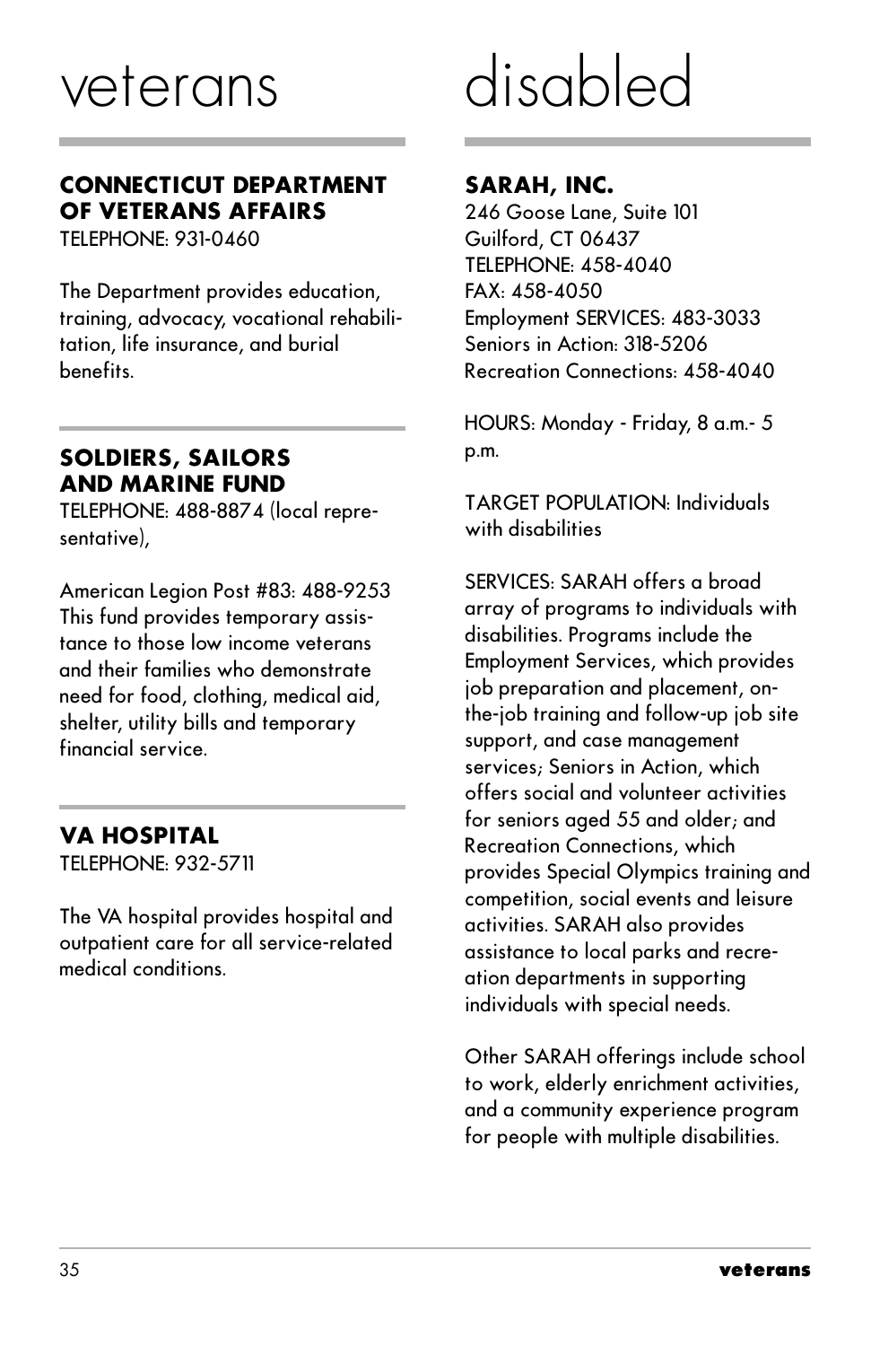# veterans

## CONNECTICUT DEPARTMENT OF VETERANS AFFAIRS

TELEPHONE: 931-0460

The Department provides education, training, advocacy, vocational rehabilitation, life insurance, and burial benefits.

## SOLDIERS, SAILORS AND MARINE FUND

TELEPHONE: 488-8874 (local representative),

American Legion Post #83: 488-9253
This fund provides temporary assistance to those low income veterans and their families who demonstrate need for food, clothing, medical aid, shelter, utility bills and temporary financial service.

## VA HOSPITAL

TELEPHONE: 932-5711

The VA hospital provides hospital and outpatient care for all service-related medical conditions.

# disabled

## SARAH, INC.

246 Goose Lane, Suite 101
Guilford, CT 06437
TELEPHONE: 458-4040
FAX: 458-4050
Employment SERVICES: 483-3033
Seniors in Action: 318-5206
Recreation Connections: 458-4040

HOURS: Monday - Friday, 8 a.m.- 5 p.m.

TARGET POPULATION: Individuals with disabilities

SERVICES: SARAH offers a broad array of programs to individuals with disabilities. Programs include the Employment Services, which provides job preparation and placement, on-the-job training and follow-up job site support, and case management services; Seniors in Action, which offers social and volunteer activities for seniors aged 55 and older; and Recreation Connections, which provides Special Olympics training and competition, social events and leisure activities. SARAH also provides assistance to local parks and recreation departments in supporting individuals with special needs.

Other SARAH offerings include school to work, elderly enrichment activities, and a community experience program for people with multiple disabilities.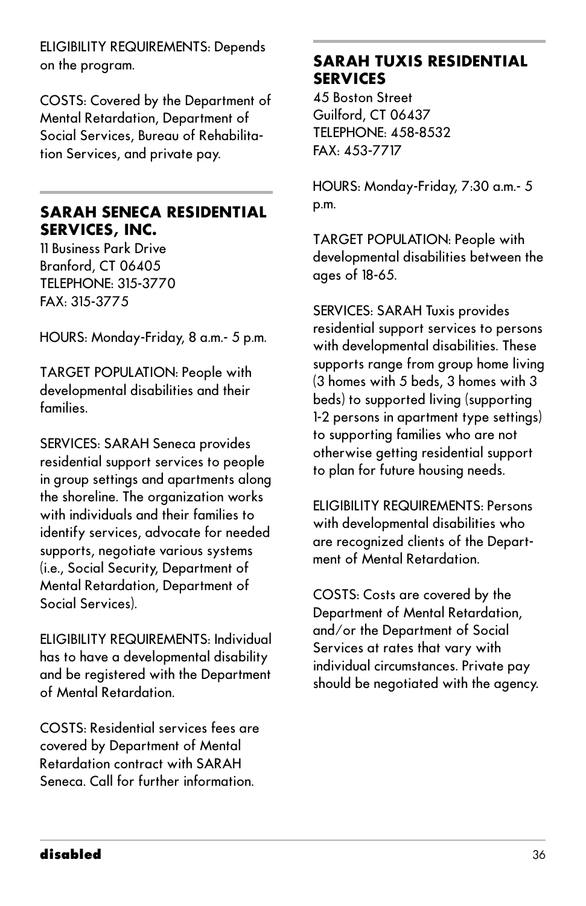ELIGIBILITY REQUIREMENTS: Depends on the program.

COSTS: Covered by the Department of Mental Retardation, Department of Social Services, Bureau of Rehabilitation Services, and private pay.

## SARAH SENECA RESIDENTIAL SERVICES, INC.

11 Business Park Drive
Branford, CT 06405
TELEPHONE: 315-3770
FAX: 315-3775

HOURS: Monday-Friday, 8 a.m.- 5 p.m.

TARGET POPULATION: People with developmental disabilities and their families.

SERVICES: SARAH Seneca provides residential support services to people in group settings and apartments along the shoreline. The organization works with individuals and their families to identify services, advocate for needed supports, negotiate various systems (i.e., Social Security, Department of Mental Retardation, Department of Social Services).

ELIGIBILITY REQUIREMENTS: Individual has to have a developmental disability and be registered with the Department of Mental Retardation.

COSTS: Residential services fees are covered by Department of Mental Retardation contract with SARAH Seneca. Call for further information.

## SARAH TUXIS RESIDENTIAL SERVICES

45 Boston Street
Guilford, CT 06437
TELEPHONE: 458-8532
FAX: 453-7717

HOURS: Monday-Friday, 7:30 a.m.- 5 p.m.

TARGET POPULATION: People with developmental disabilities between the ages of 18-65.

SERVICES: SARAH Tuxis provides residential support services to persons with developmental disabilities. These supports range from group home living (3 homes with 5 beds, 3 homes with 3 beds) to supported living (supporting 1-2 persons in apartment type settings) to supporting families who are not otherwise getting residential support to plan for future housing needs.

ELIGIBILITY REQUIREMENTS: Persons with developmental disabilities who are recognized clients of the Department of Mental Retardation.

COSTS: Costs are covered by the Department of Mental Retardation, and/or the Department of Social Services at rates that vary with individual circumstances. Private pay should be negotiated with the agency.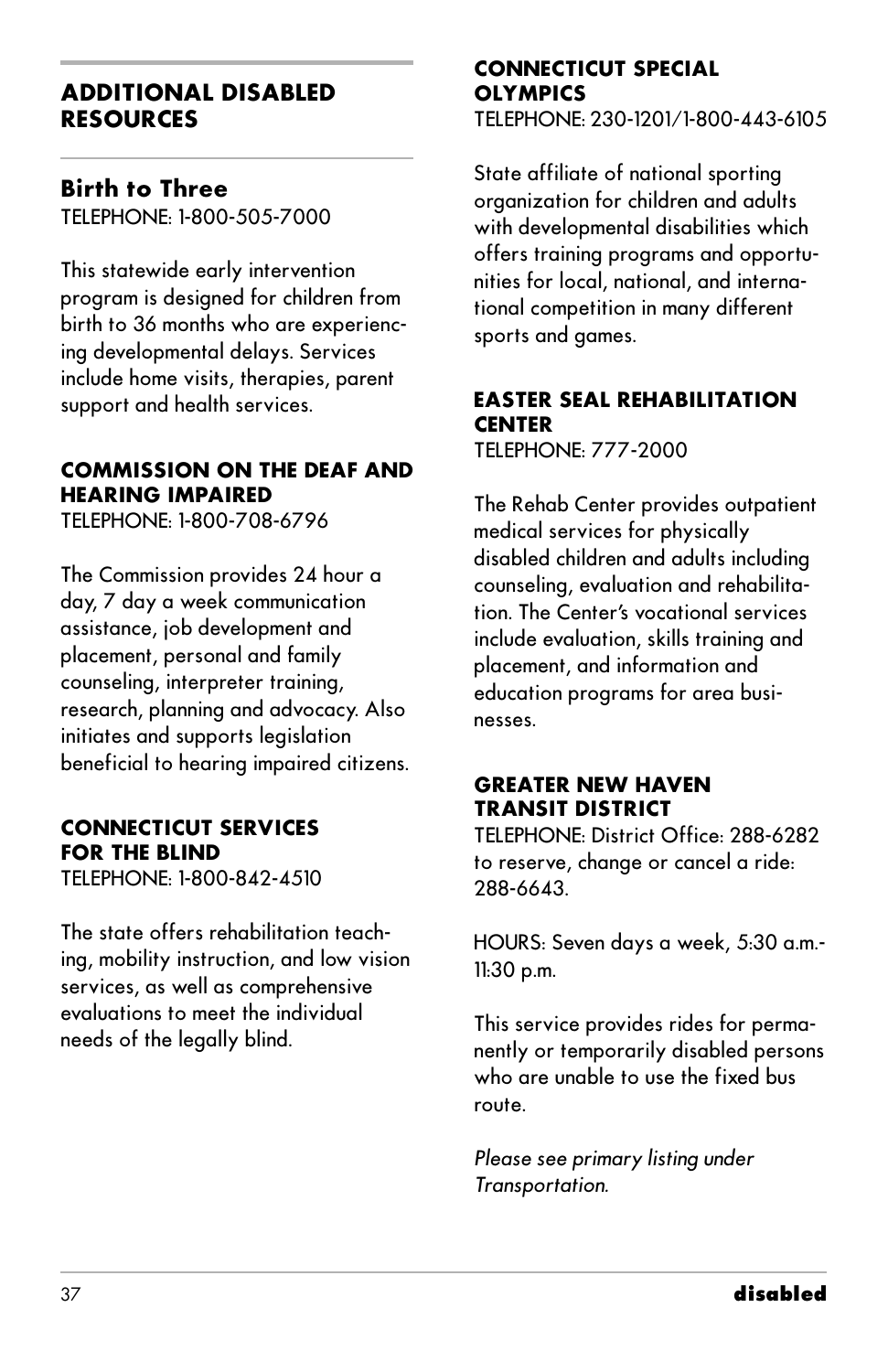## ADDITIONAL DISABLED RESOURCES

### Birth to Three

TELEPHONE: 1-800-505-7000

This statewide early intervention program is designed for children from birth to 36 months who are experiencing developmental delays. Services include home visits, therapies, parent support and health services.

### COMMISSION ON THE DEAF AND HEARING IMPAIRED

TELEPHONE: 1-800-708-6796

The Commission provides 24 hour a day, 7 day a week communication assistance, job development and placement, personal and family counseling, interpreter training, research, planning and advocacy. Also initiates and supports legislation beneficial to hearing impaired citizens.

### CONNECTICUT SERVICES FOR THE BLIND

TELEPHONE: 1-800-842-4510

The state offers rehabilitation teaching, mobility instruction, and low vision services, as well as comprehensive evaluations to meet the individual needs of the legally blind.

### CONNECTICUT SPECIAL OLYMPICS

TELEPHONE: 230-1201/1-800-443-6105

State affiliate of national sporting organization for children and adults with developmental disabilities which offers training programs and opportunities for local, national, and international competition in many different sports and games.

### EASTER SEAL REHABILITATION CENTER

TELEPHONE: 777-2000

The Rehab Center provides outpatient medical services for physically disabled children and adults including counseling, evaluation and rehabilitation. The Center's vocational services include evaluation, skills training and placement, and information and education programs for area businesses.

### GREATER NEW HAVEN TRANSIT DISTRICT

TELEPHONE: District Office: 288-6282 to reserve, change or cancel a ride: 288-6643.

HOURS: Seven days a week, 5:30 a.m.-11:30 p.m.

This service provides rides for permanently or temporarily disabled persons who are unable to use the fixed bus route.

*Please see primary listing under Transportation.*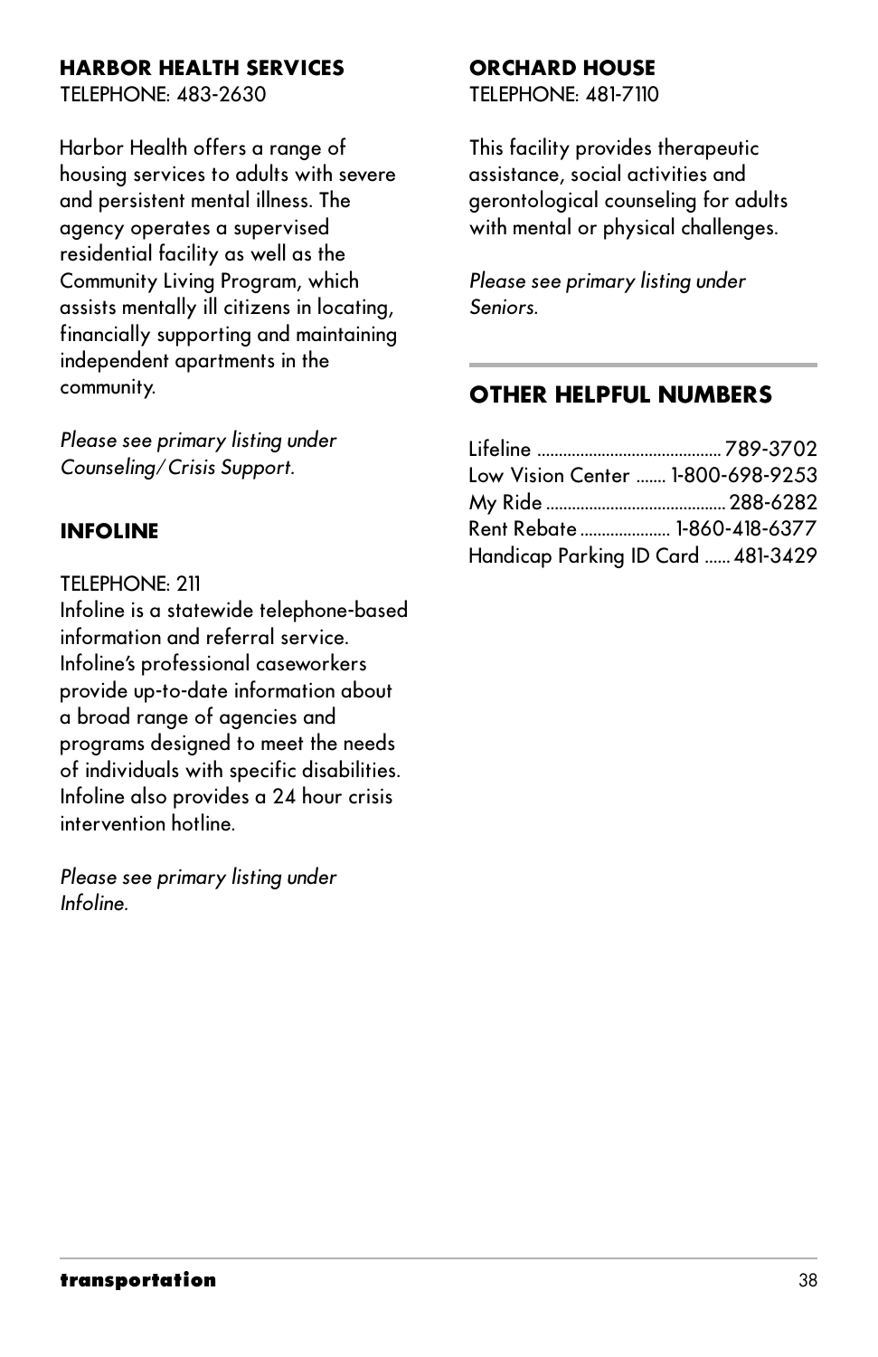### HARBOR HEALTH SERVICES

TELEPHONE: 483-2630

Harbor Health offers a range of housing services to adults with severe and persistent mental illness. The agency operates a supervised residential facility as well as the Community Living Program, which assists mentally ill citizens in locating, financially supporting and maintaining independent apartments in the community.

*Please see primary listing under Counseling/Crisis Support.*

### INFOLINE

TELEPHONE: 211

Infoline is a statewide telephone-based information and referral service. Infoline's professional caseworkers provide up-to-date information about a broad range of agencies and programs designed to meet the needs of individuals with specific disabilities. Infoline also provides a 24 hour crisis intervention hotline.

*Please see primary listing under Infoline.*

### ORCHARD HOUSE

TELEPHONE: 481-7110

This facility provides therapeutic assistance, social activities and gerontological counseling for adults with mental or physical challenges.

*Please see primary listing under Seniors.*

## OTHER HELPFUL NUMBERS

Lifeline .......... 789-3702
Low Vision Center ....... 1-800-698-9253
My Ride .......... 288-6282
Rent Rebate .......... 1-860-418-6377
Handicap Parking ID Card ...... 481-3429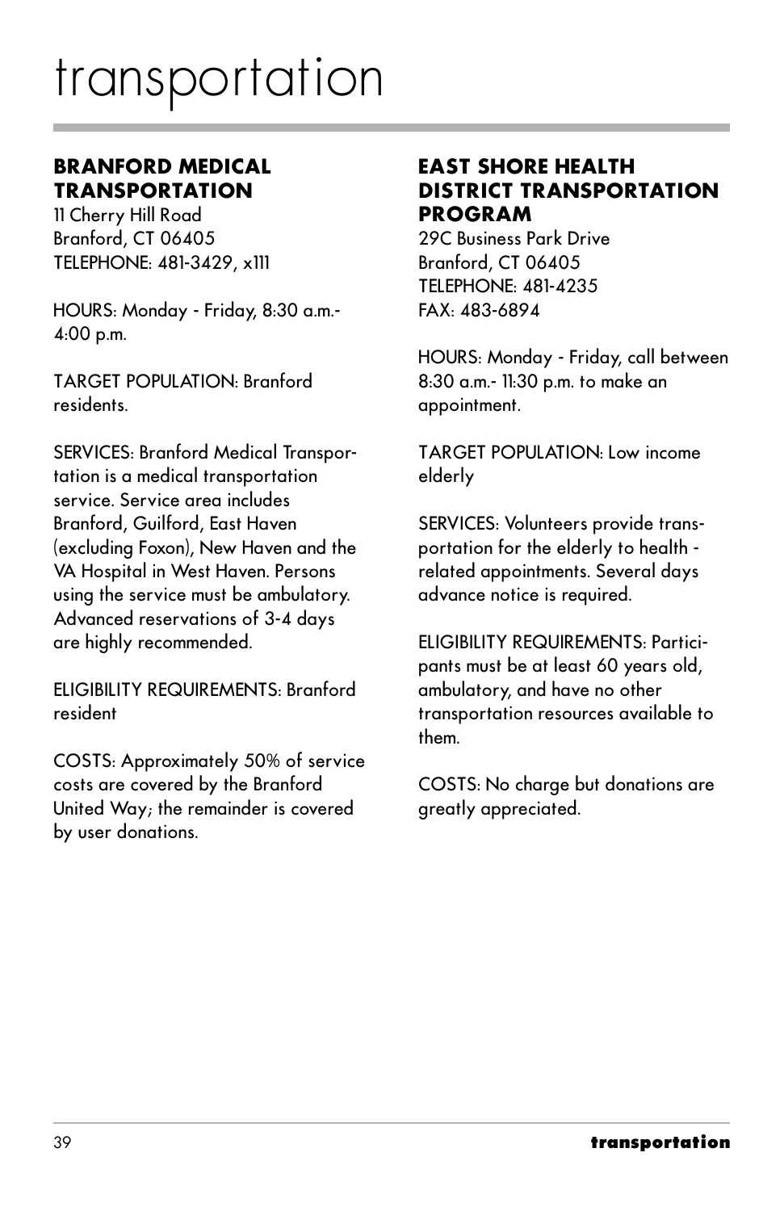# transportation

## BRANFORD MEDICAL TRANSPORTATION

11 Cherry Hill Road
Branford, CT 06405
TELEPHONE: 481-3429, x111

HOURS: Monday - Friday, 8:30 a.m.- 4:00 p.m.

TARGET POPULATION: Branford residents.

SERVICES: Branford Medical Transportation is a medical transportation service. Service area includes Branford, Guilford, East Haven (excluding Foxon), New Haven and the VA Hospital in West Haven. Persons using the service must be ambulatory. Advanced reservations of 3-4 days are highly recommended.

ELIGIBILITY REQUIREMENTS: Branford resident

COSTS: Approximately 50% of service costs are covered by the Branford United Way; the remainder is covered by user donations.

## EAST SHORE HEALTH DISTRICT TRANSPORTATION PROGRAM

29C Business Park Drive
Branford, CT 06405
TELEPHONE: 481-4235
FAX: 483-6894

HOURS: Monday - Friday, call between 8:30 a.m.- 11:30 p.m. to make an appointment.

TARGET POPULATION: Low income elderly

SERVICES: Volunteers provide transportation for the elderly to health - related appointments. Several days advance notice is required.

ELIGIBILITY REQUIREMENTS: Participants must be at least 60 years old, ambulatory, and have no other transportation resources available to them.

COSTS: No charge but donations are greatly appreciated.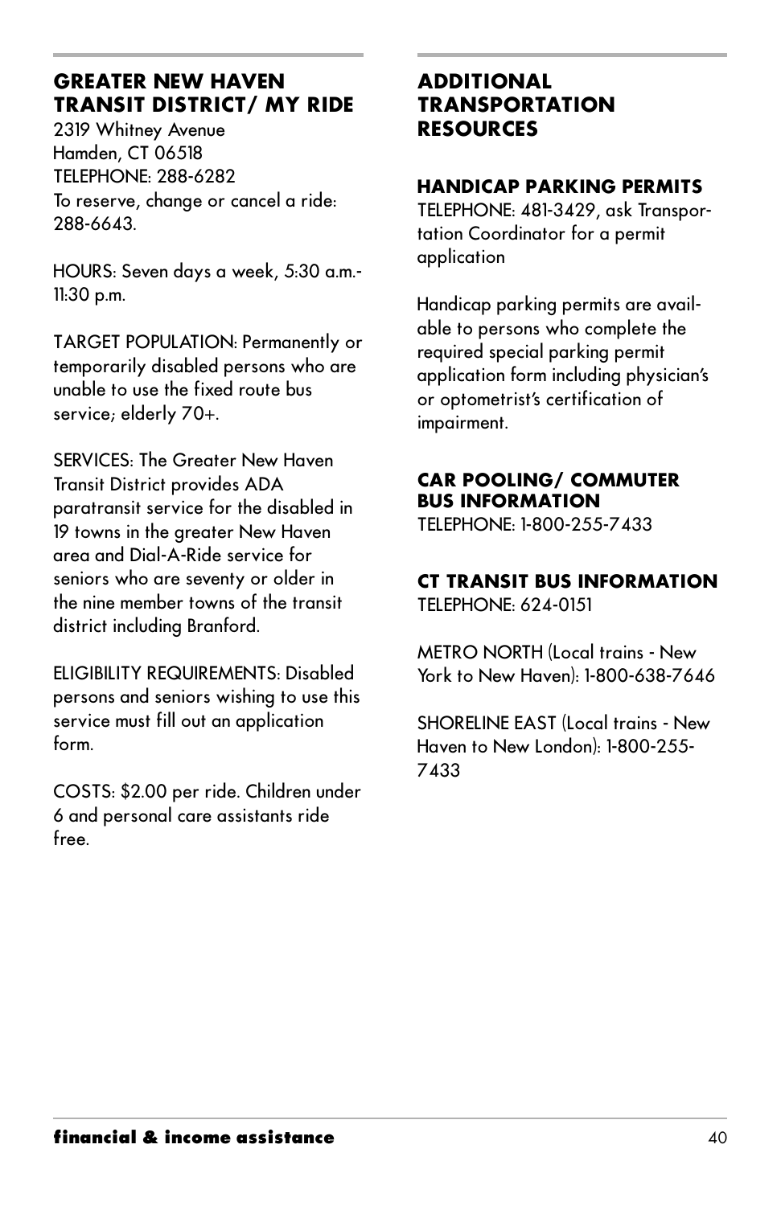## GREATER NEW HAVEN TRANSIT DISTRICT/ MY RIDE

2319 Whitney Avenue
Hamden, CT 06518
TELEPHONE: 288-6282
To reserve, change or cancel a ride: 288-6643.

HOURS: Seven days a week, 5:30 a.m.-11:30 p.m.

TARGET POPULATION: Permanently or temporarily disabled persons who are unable to use the fixed route bus service; elderly 70+.

SERVICES: The Greater New Haven Transit District provides ADA paratransit service for the disabled in 19 towns in the greater New Haven area and Dial-A-Ride service for seniors who are seventy or older in the nine member towns of the transit district including Branford.

ELIGIBILITY REQUIREMENTS: Disabled persons and seniors wishing to use this service must fill out an application form.

COSTS: $2.00 per ride. Children under 6 and personal care assistants ride free.

## ADDITIONAL TRANSPORTATION RESOURCES

### HANDICAP PARKING PERMITS

TELEPHONE: 481-3429, ask Transportation Coordinator for a permit application

Handicap parking permits are available to persons who complete the required special parking permit application form including physician's or optometrist's certification of impairment.

### CAR POOLING/ COMMUTER BUS INFORMATION

TELEPHONE: 1-800-255-7433

### CT TRANSIT BUS INFORMATION

TELEPHONE: 624-0151

METRO NORTH (Local trains - New York to New Haven): 1-800-638-7646

SHORELINE EAST (Local trains - New Haven to New London): 1-800-255-7433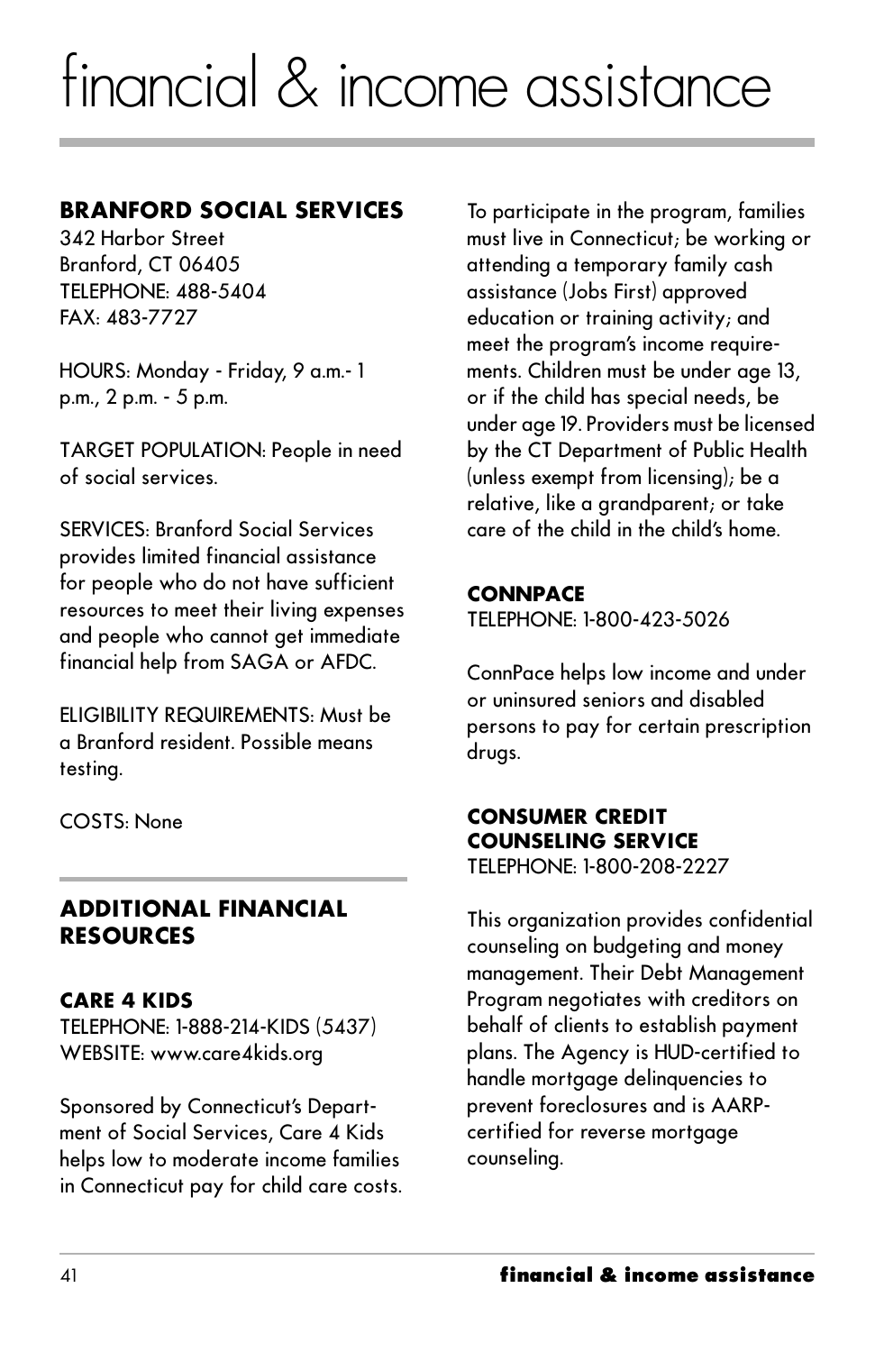# financial & income assistance

## BRANFORD SOCIAL SERVICES

342 Harbor Street
Branford, CT 06405
TELEPHONE: 488-5404
FAX: 483-7727

HOURS: Monday - Friday, 9 a.m.- 1 p.m., 2 p.m. - 5 p.m.

TARGET POPULATION: People in need of social services.

SERVICES: Branford Social Services provides limited financial assistance for people who do not have sufficient resources to meet their living expenses and people who cannot get immediate financial help from SAGA or AFDC.

ELIGIBILITY REQUIREMENTS: Must be a Branford resident. Possible means testing.

COSTS: None

## ADDITIONAL FINANCIAL RESOURCES

### CARE 4 KIDS

TELEPHONE: 1-888-214-KIDS (5437)
WEBSITE: www.care4kids.org

Sponsored by Connecticut's Department of Social Services, Care 4 Kids helps low to moderate income families in Connecticut pay for child care costs. To participate in the program, families must live in Connecticut; be working or attending a temporary family cash assistance (Jobs First) approved education or training activity; and meet the program's income requirements. Children must be under age 13, or if the child has special needs, be under age 19. Providers must be licensed by the CT Department of Public Health (unless exempt from licensing); be a relative, like a grandparent; or take care of the child in the child's home.

### CONNPACE

TELEPHONE: 1-800-423-5026

ConnPace helps low income and under or uninsured seniors and disabled persons to pay for certain prescription drugs.

### CONSUMER CREDIT COUNSELING SERVICE

TELEPHONE: 1-800-208-2227

This organization provides confidential counseling on budgeting and money management. Their Debt Management Program negotiates with creditors on behalf of clients to establish payment plans. The Agency is HUD-certified to handle mortgage delinquencies to prevent foreclosures and is AARP-certified for reverse mortgage counseling.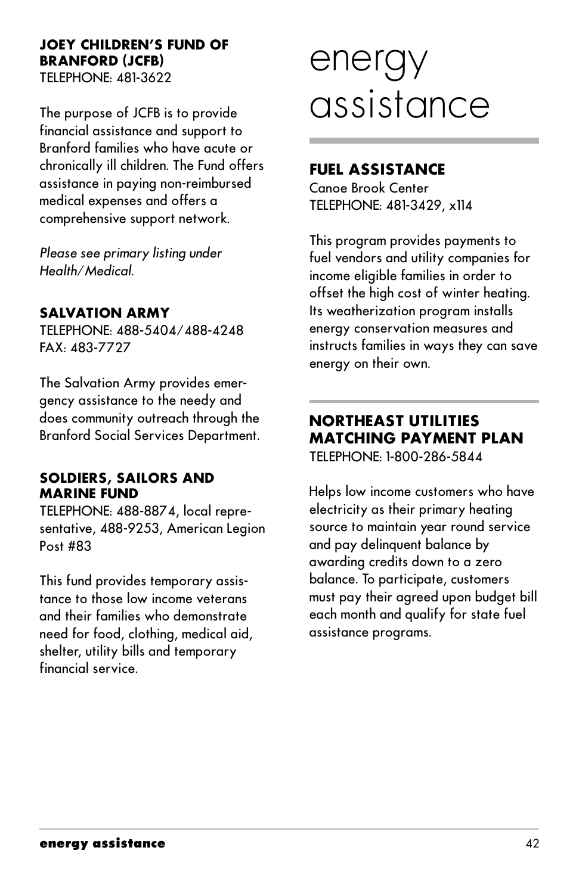### JOEY CHILDREN'S FUND OF BRANFORD (JCFB)

TELEPHONE: 481-3622

The purpose of JCFB is to provide financial assistance and support to Branford families who have acute or chronically ill children. The Fund offers assistance in paying non-reimbursed medical expenses and offers a comprehensive support network.

*Please see primary listing under Health/Medical.*

### SALVATION ARMY

TELEPHONE: 488-5404/488-4248
FAX: 483-7727

The Salvation Army provides emergency assistance to the needy and does community outreach through the Branford Social Services Department.

### SOLDIERS, SAILORS AND MARINE FUND

TELEPHONE: 488-8874, local representative, 488-9253, American Legion Post #83

This fund provides temporary assistance to those low income veterans and their families who demonstrate need for food, clothing, medical aid, shelter, utility bills and temporary financial service.

# energy assistance

## FUEL ASSISTANCE

Canoe Brook Center
TELEPHONE: 481-3429, x114

This program provides payments to fuel vendors and utility companies for income eligible families in order to offset the high cost of winter heating. Its weatherization program installs energy conservation measures and instructs families in ways they can save energy on their own.

## NORTHEAST UTILITIES MATCHING PAYMENT PLAN

TELEPHONE: 1-800-286-5844

Helps low income customers who have electricity as their primary heating source to maintain year round service and pay delinquent balance by awarding credits down to a zero balance. To participate, customers must pay their agreed upon budget bill each month and qualify for state fuel assistance programs.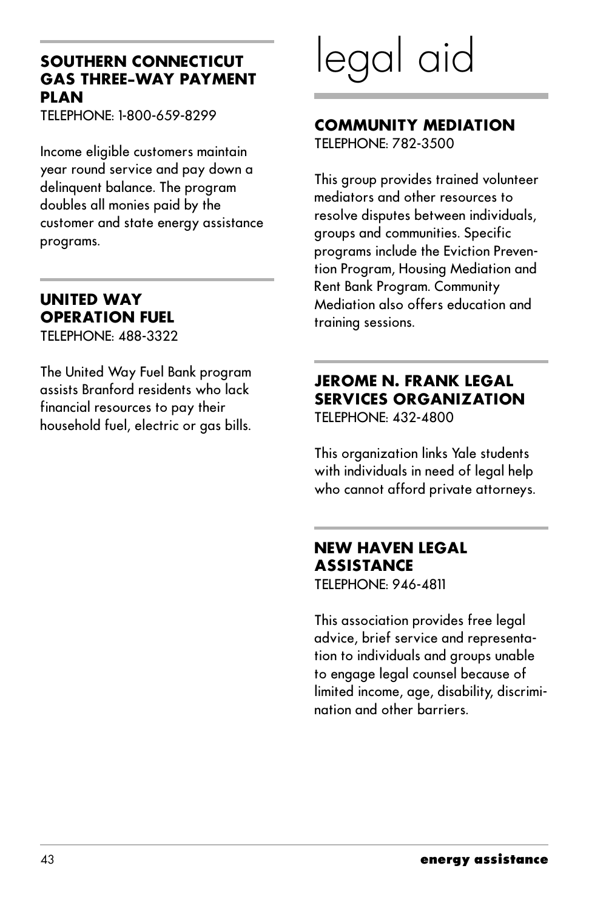### SOUTHERN CONNECTICUT GAS THREE-WAY PAYMENT PLAN

TELEPHONE: 1-800-659-8299

Income eligible customers maintain year round service and pay down a delinquent balance. The program doubles all monies paid by the customer and state energy assistance programs.

### UNITED WAY OPERATION FUEL

TELEPHONE: 488-3322

The United Way Fuel Bank program assists Branford residents who lack financial resources to pay their household fuel, electric or gas bills.

# legal aid

### COMMUNITY MEDIATION

TELEPHONE: 782-3500

This group provides trained volunteer mediators and other resources to resolve disputes between individuals, groups and communities. Specific programs include the Eviction Prevention Program, Housing Mediation and Rent Bank Program. Community Mediation also offers education and training sessions.

### JEROME N. FRANK LEGAL SERVICES ORGANIZATION

TELEPHONE: 432-4800

This organization links Yale students with individuals in need of legal help who cannot afford private attorneys.

### NEW HAVEN LEGAL ASSISTANCE

TELEPHONE: 946-4811

This association provides free legal advice, brief service and representation to individuals and groups unable to engage legal counsel because of limited income, age, disability, discrimination and other barriers.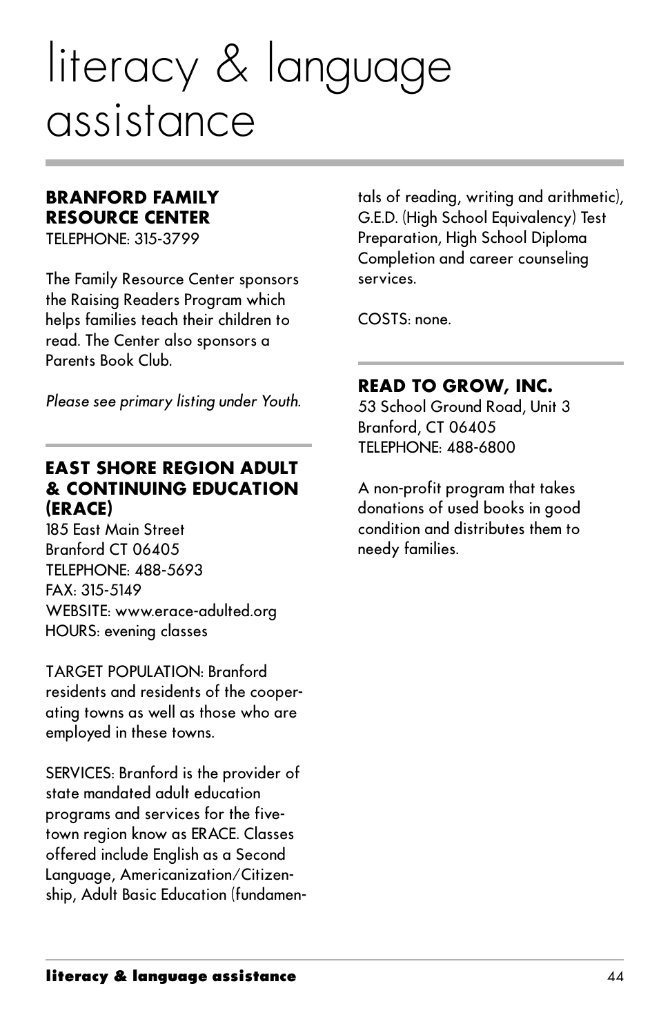# literacy & language assistance

## BRANFORD FAMILY RESOURCE CENTER

TELEPHONE: 315-3799

The Family Resource Center sponsors the Raising Readers Program which helps families teach their children to read. The Center also sponsors a Parents Book Club.

*Please see primary listing under Youth.*

## EAST SHORE REGION ADULT & CONTINUING EDUCATION (ERACE)

185 East Main Street
Branford CT 06405
TELEPHONE: 488-5693
FAX: 315-5149
WEBSITE: www.erace-adulted.org
HOURS: evening classes

TARGET POPULATION: Branford residents and residents of the cooperating towns as well as those who are employed in these towns.

SERVICES: Branford is the provider of state mandated adult education programs and services for the five-town region know as ERACE. Classes offered include English as a Second Language, Americanization/Citizenship, Adult Basic Education (fundamentals of reading, writing and arithmetic), G.E.D. (High School Equivalency) Test Preparation, High School Diploma Completion and career counseling services.

COSTS: none.

## READ TO GROW, INC.

53 School Ground Road, Unit 3
Branford, CT 06405
TELEPHONE: 488-6800

A non-profit program that takes donations of used books in good condition and distributes them to needy families.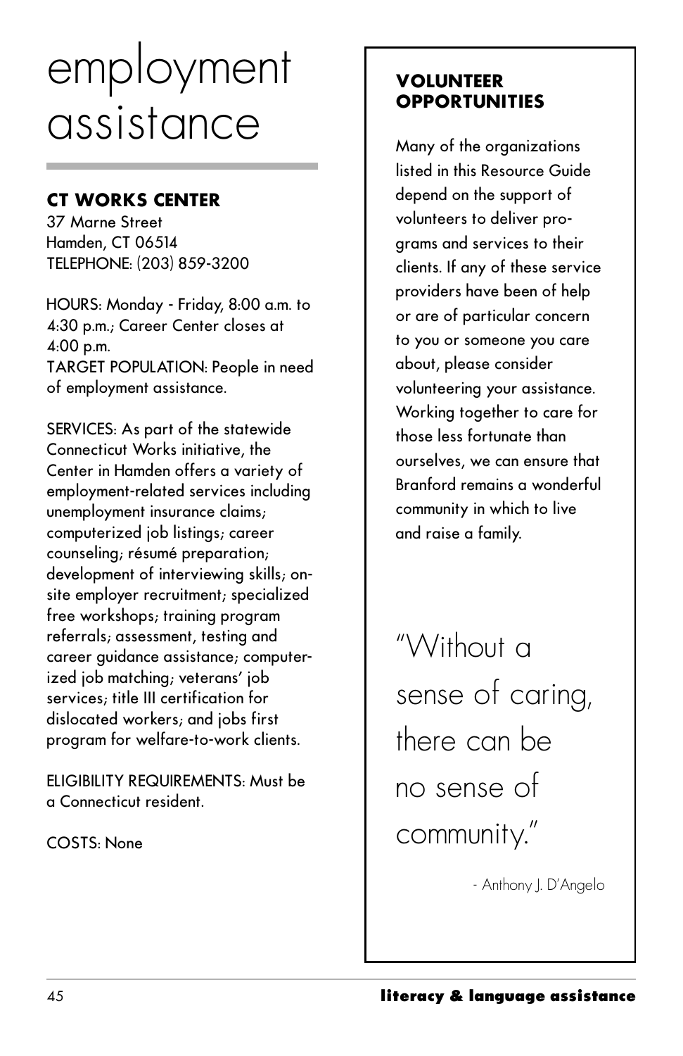# employment assistance

## CT WORKS CENTER

37 Marne Street
Hamden, CT 06514
TELEPHONE: (203) 859-3200

HOURS: Monday - Friday, 8:00 a.m. to 4:30 p.m.; Career Center closes at 4:00 p.m.
TARGET POPULATION: People in need of employment assistance.

SERVICES: As part of the statewide Connecticut Works initiative, the Center in Hamden offers a variety of employment-related services including unemployment insurance claims; computerized job listings; career counseling; résumé preparation; development of interviewing skills; on-site employer recruitment; specialized free workshops; training program referrals; assessment, testing and career guidance assistance; computerized job matching; veterans' job services; title III certification for dislocated workers; and jobs first program for welfare-to-work clients.

ELIGIBILITY REQUIREMENTS: Must be a Connecticut resident.

COSTS: None

## VOLUNTEER OPPORTUNITIES

Many of the organizations listed in this Resource Guide depend on the support of volunteers to deliver programs and services to their clients. If any of these service providers have been of help or are of particular concern to you or someone you care about, please consider volunteering your assistance. Working together to care for those less fortunate than ourselves, we can ensure that Branford remains a wonderful community in which to live and raise a family.

"Without a sense of caring, there can be no sense of community."

\- Anthony J. D'Angelo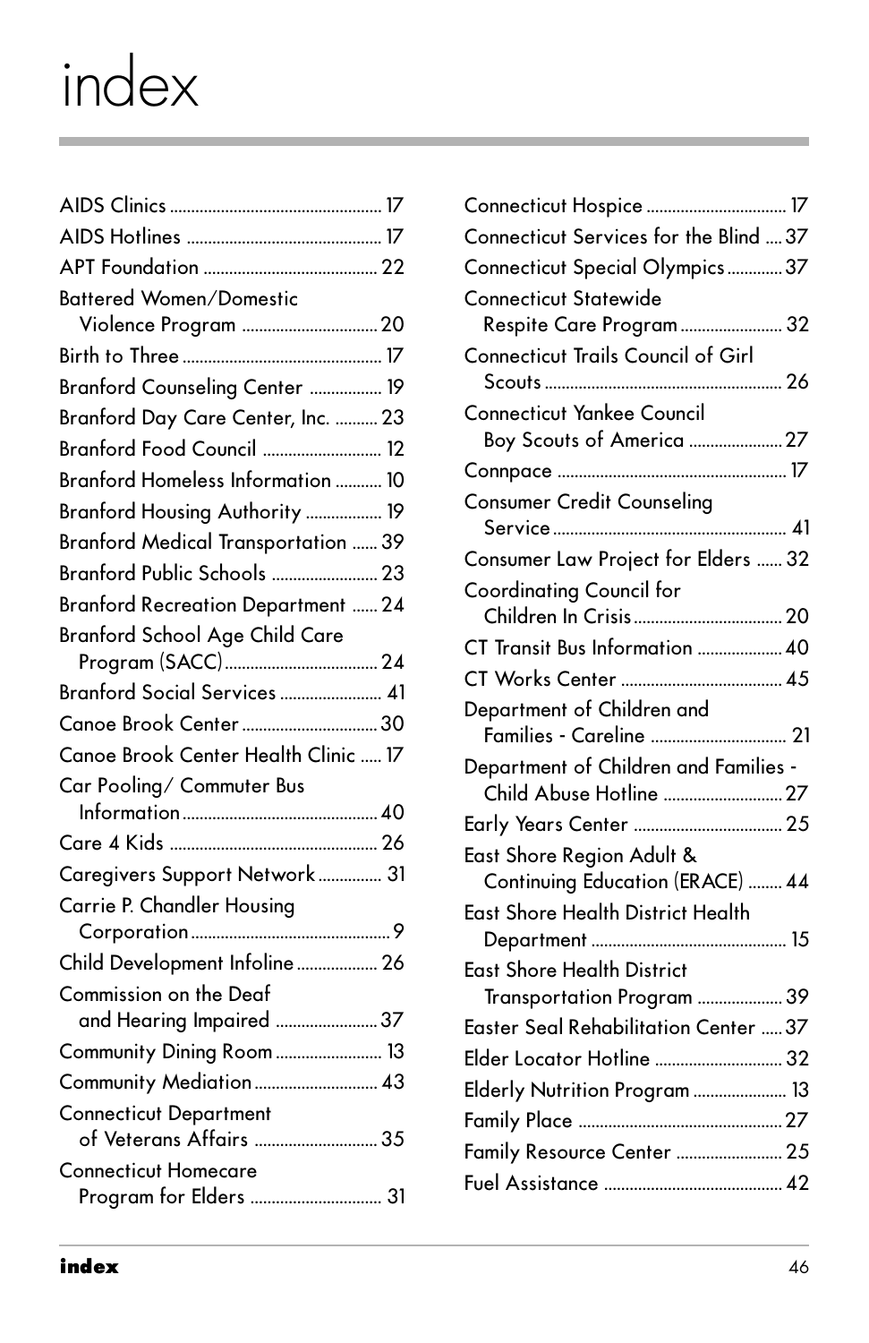# index

AIDS Clinics ........ 17
AIDS Hotlines ........ 17
APT Foundation ........ 22
Battered Women/Domestic Violence Program ........ 20
Birth to Three ........ 17
Branford Counseling Center ........ 19
Branford Day Care Center, Inc. ........ 23
Branford Food Council ........ 12
Branford Homeless Information ........ 10
Branford Housing Authority ........ 19
Branford Medical Transportation ........ 39
Branford Public Schools ........ 23
Branford Recreation Department ........ 24
Branford School Age Child Care Program (SACC) ........ 24
Branford Social Services ........ 41
Canoe Brook Center ........ 30
Canoe Brook Center Health Clinic ........ 17
Car Pooling/ Commuter Bus Information ........ 40
Care 4 Kids ........ 26
Caregivers Support Network ........ 31
Carrie P. Chandler Housing Corporation ........ 9
Child Development Infoline ........ 26
Commission on the Deaf and Hearing Impaired ........ 37
Community Dining Room ........ 13
Community Mediation ........ 43
Connecticut Department of Veterans Affairs ........ 35
Connecticut Homecare Program for Elders ........ 31
Connecticut Hospice ........ 17
Connecticut Services for the Blind ........ 37
Connecticut Special Olympics ........ 37
Connecticut Statewide Respite Care Program ........ 32
Connecticut Trails Council of Girl Scouts ........ 26
Connecticut Yankee Council Boy Scouts of America ........ 27
Connpace ........ 17
Consumer Credit Counseling Service ........ 41
Consumer Law Project for Elders ........ 32
Coordinating Council for Children In Crisis ........ 20
CT Transit Bus Information ........ 40
CT Works Center ........ 45
Department of Children and Families - Careline ........ 21
Department of Children and Families - Child Abuse Hotline ........ 27
Early Years Center ........ 25
East Shore Region Adult & Continuing Education (ERACE) ........ 44
East Shore Health District Health Department ........ 15
East Shore Health District Transportation Program ........ 39
Easter Seal Rehabilitation Center ........ 37
Elder Locator Hotline ........ 32
Elderly Nutrition Program ........ 13
Family Place ........ 27
Family Resource Center ........ 25
Fuel Assistance ........ 42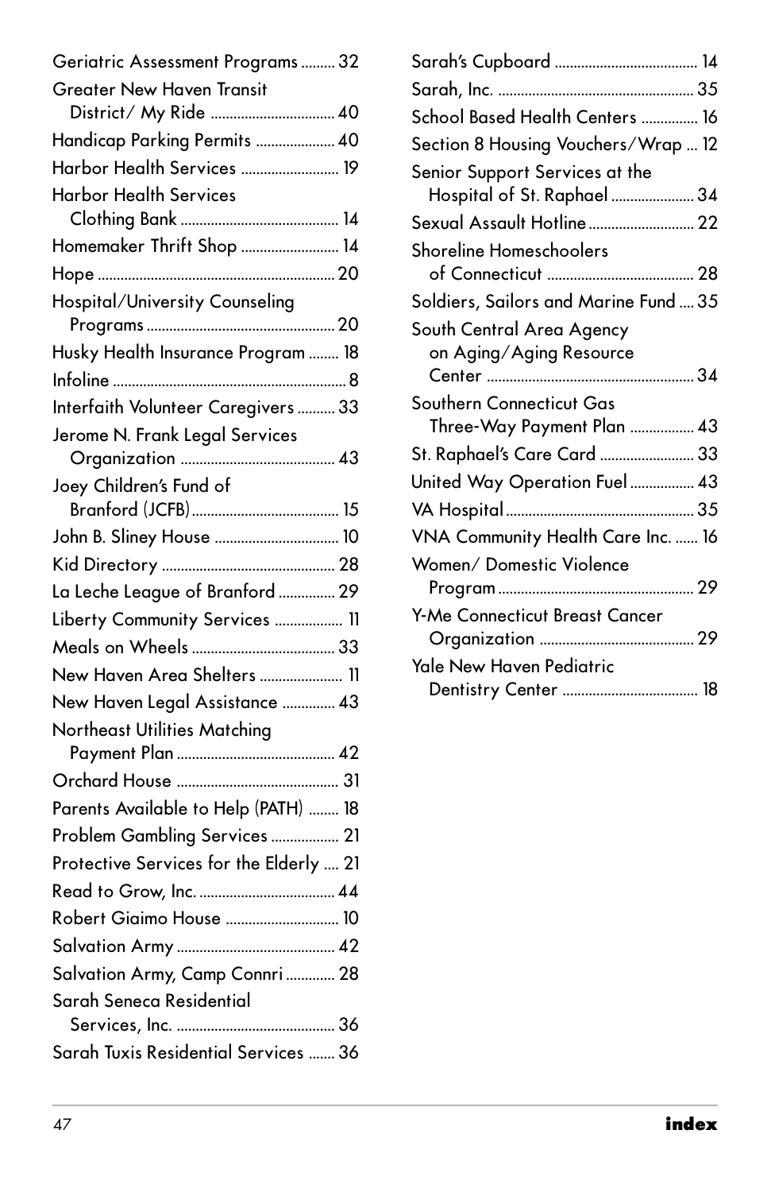Geriatric Assessment Programs ......... 32
Greater New Haven Transit District/ My Ride ................................ 40
Handicap Parking Permits .................... 40
Harbor Health Services ......................... 19
Harbor Health Services Clothing Bank .......................................... 14
Homemaker Thrift Shop ......................... 14
Hope ............................................................. 20
Hospital/University Counseling Programs ................................................ 20
Husky Health Insurance Program ........ 18
Infoline ............................................................. 8
Interfaith Volunteer Caregivers .......... 33
Jerome N. Frank Legal Services Organization ........................................ 43
Joey Children's Fund of Branford (JCFB) ...................................... 15
John B. Sliney House ................................ 10
Kid Directory ............................................. 28
La Leche League of Branford ............... 29
Liberty Community Services .................. 11
Meals on Wheels ..................................... 33
New Haven Area Shelters ...................... 11
New Haven Legal Assistance .............. 43
Northeast Utilities Matching Payment Plan .......................................... 42
Orchard House .......................................... 31
Parents Available to Help (PATH) ........ 18
Problem Gambling Services .................. 21
Protective Services for the Elderly .... 21
Read to Grow, Inc. .................................... 44
Robert Giaimo House .............................. 10
Salvation Army .......................................... 42
Salvation Army, Camp Connri ............ 28
Sarah Seneca Residential Services, Inc. .......................................... 36
Sarah Tuxis Residential Services ....... 36
Sarah's Cupboard ..................................... 14
Sarah, Inc. .................................................. 35
School Based Health Centers ............... 16
Section 8 Housing Vouchers/Wrap ... 12
Senior Support Services at the Hospital of St. Raphael ...................... 34
Sexual Assault Hotline ........................... 22
Shoreline Homeschoolers of Connecticut ...................................... 28
Soldiers, Sailors and Marine Fund .... 35
South Central Area Agency on Aging/Aging Resource Center ...................................................... 34
Southern Connecticut Gas Three-Way Payment Plan ................. 43
St. Raphael's Care Card ......................... 33
United Way Operation Fuel ................. 43
VA Hospital ................................................. 35
VNA Community Health Care Inc. ...... 16
Women/ Domestic Violence Program .................................................... 29
Y-Me Connecticut Breast Cancer Organization ......................................... 29
Yale New Haven Pediatric Dentistry Center ................................... 18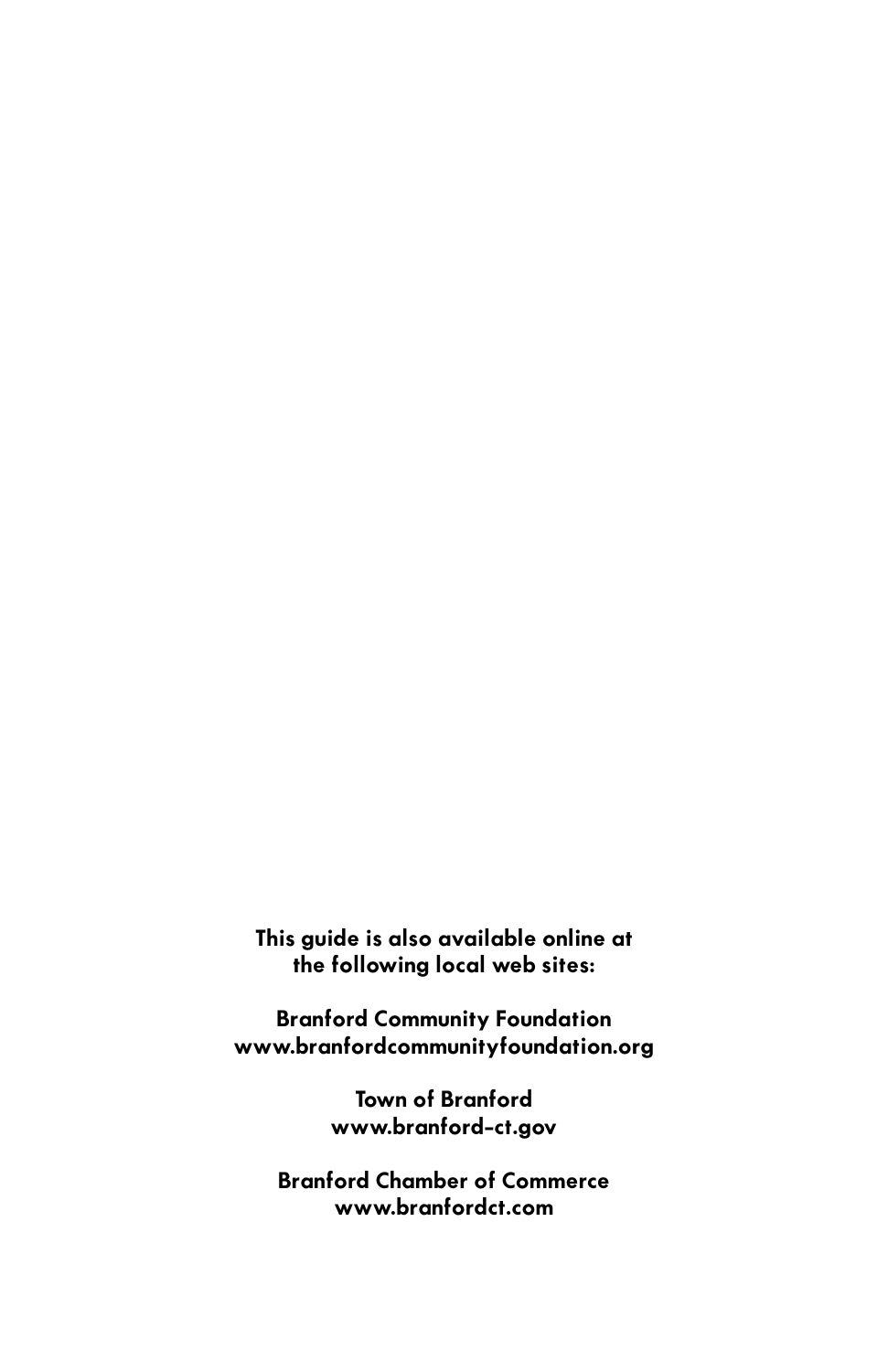**This guide is also available online at the following local web sites:**

**Branford Community Foundation**
**www.branfordcommunityfoundation.org**

**Town of Branford**
**www.branford-ct.gov**

**Branford Chamber of Commerce**
**www.branfordct.com**